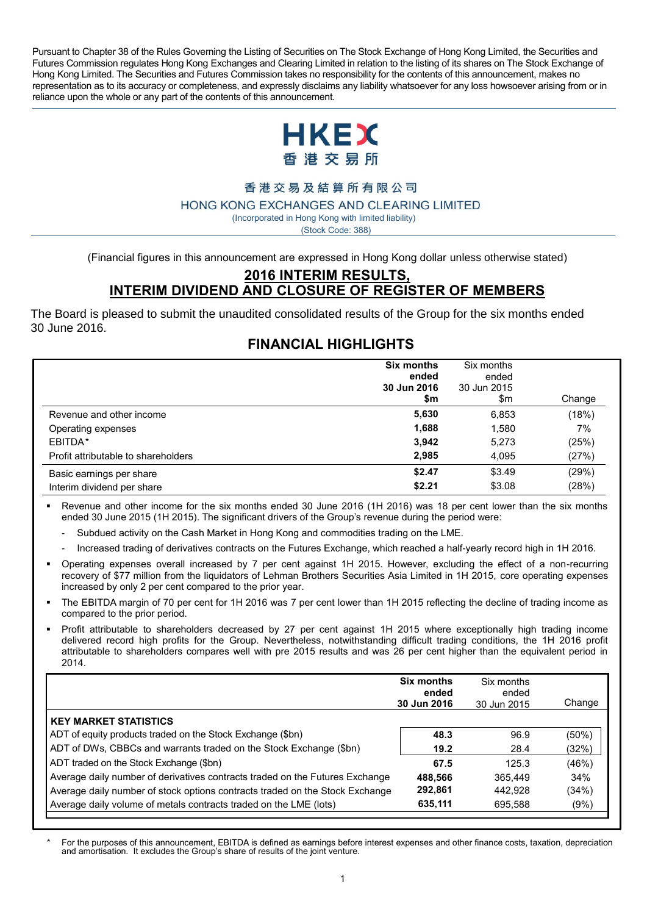Pursuant to Chapter 38 of the Rules Governing the Listing of Securities on The Stock Exchange of Hong Kong Limited, the Securities and Futures Commission regulates Hong Kong Exchanges and Clearing Limited in relation to the listing of its shares on The Stock Exchange of Hong Kong Limited. The Securities and Futures Commission takes no responsibility for the contents of this announcement, makes no representation as to its accuracy or completeness, and expressly disclaims any liability whatsoever for any loss howsoever arising from or in reliance upon the whole or any part of the contents of this announcement.

HKEX
香港交易所

香港交易及結算所有限公司

HONG KONG EXCHANGES AND CLEARING LIMITED

(Incorporated in Hong Kong with limited liability)

(Stock Code: 388)

(Financial figures in this announcement are expressed in Hong Kong dollar unless otherwise stated)

# 2016 INTERIM RESULTS, INTERIM DIVIDEND AND CLOSURE OF REGISTER OF MEMBERS

The Board is pleased to submit the unaudited consolidated results of the Group for the six months ended 30 June 2016.

## FINANCIAL HIGHLIGHTS

| | **Six months ended 30 Jun 2016 $m** | Six months ended 30 Jun 2015 $m | Change |
|---|---|---|---|
| Revenue and other income | **5,630** | 6,853 | (18%) |
| Operating expenses | **1,688** | 1,580 | 7% |
| EBITDA* | **3,942** | 5,273 | (25%) |
| Profit attributable to shareholders | **2,985** | 4,095 | (27%) |
| Basic earnings per share | **$2.47** | $3.49 | (29%) |
| Interim dividend per share | **$2.21** | $3.08 | (28%) |

- Revenue and other income for the six months ended 30 June 2016 (1H 2016) was 18 per cent lower than the six months ended 30 June 2015 (1H 2015). The significant drivers of the Group's revenue during the period were:
  - Subdued activity on the Cash Market in Hong Kong and commodities trading on the LME.
  - Increased trading of derivatives contracts on the Futures Exchange, which reached a half-yearly record high in 1H 2016.
- Operating expenses overall increased by 7 per cent against 1H 2015. However, excluding the effect of a non-recurring recovery of $77 million from the liquidators of Lehman Brothers Securities Asia Limited in 1H 2015, core operating expenses increased by only 2 per cent compared to the prior year.
- The EBITDA margin of 70 per cent for 1H 2016 was 7 per cent lower than 1H 2015 reflecting the decline of trading income as compared to the prior period.
- Profit attributable to shareholders decreased by 27 per cent against 1H 2015 where exceptionally high trading income delivered record high profits for the Group. Nevertheless, notwithstanding difficult trading conditions, the 1H 2016 profit attributable to shareholders compares well with pre 2015 results and was 26 per cent higher than the equivalent period in 2014.

| | **Six months ended 30 Jun 2016** | Six months ended 30 Jun 2015 | Change |
|---|---|---|---|
| **KEY MARKET STATISTICS** | | | |
| ADT of equity products traded on the Stock Exchange ($bn) | **48.3** | 96.9 | (50%) |
| ADT of DWs, CBBCs and warrants traded on the Stock Exchange ($bn) | **19.2** | 28.4 | (32%) |
| ADT traded on the Stock Exchange ($bn) | **67.5** | 125.3 | (46%) |
| Average daily number of derivatives contracts traded on the Futures Exchange | **488,566** | 365,449 | 34% |
| Average daily number of stock options contracts traded on the Stock Exchange | **292,861** | 442,928 | (34%) |
| Average daily volume of metals contracts traded on the LME (lots) | **635,111** | 695,588 | (9%) |

\* For the purposes of this announcement, EBITDA is defined as earnings before interest expenses and other finance costs, taxation, depreciation and amortisation. It excludes the Group's share of results of the joint venture.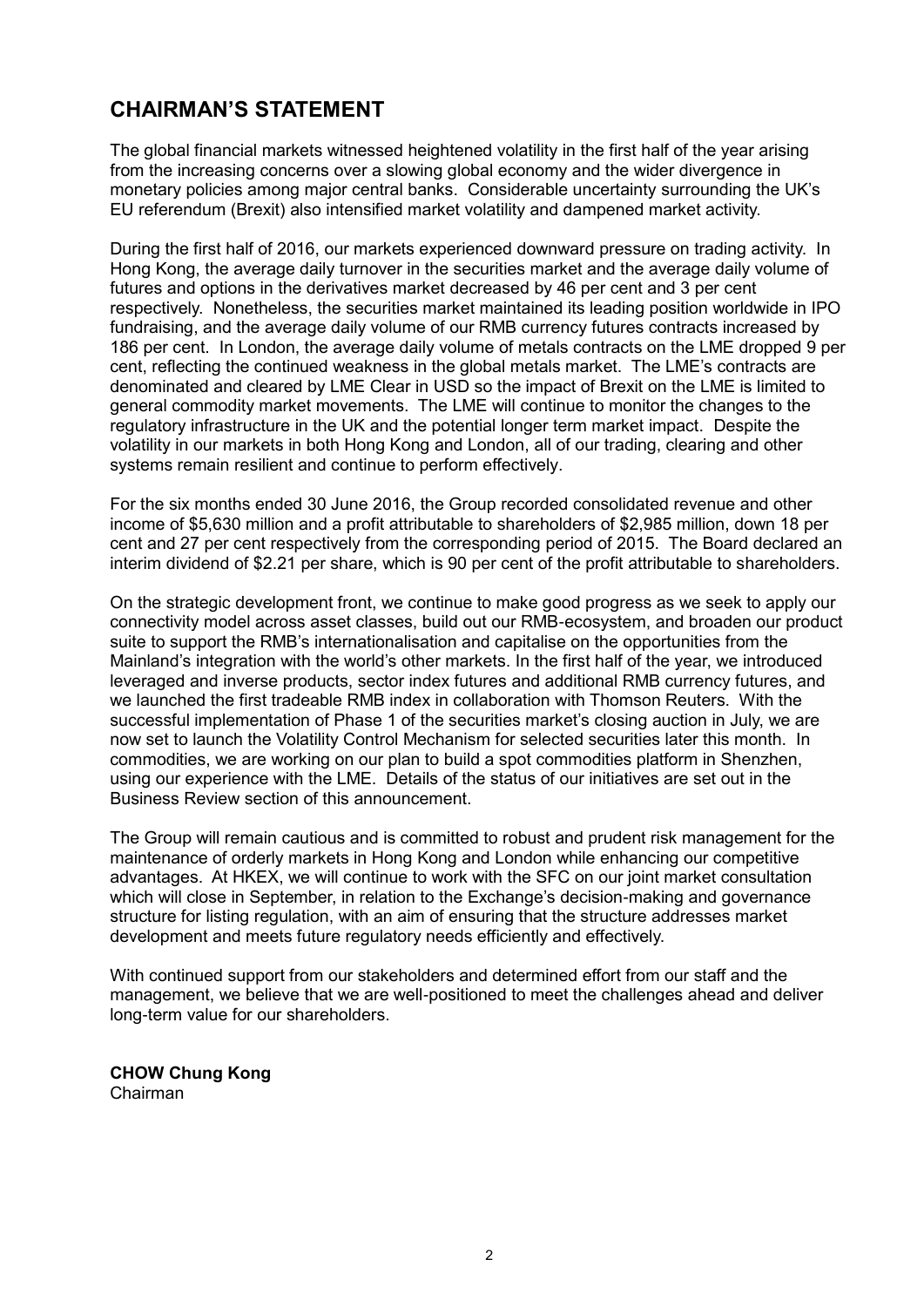## CHAIRMAN'S STATEMENT

The global financial markets witnessed heightened volatility in the first half of the year arising from the increasing concerns over a slowing global economy and the wider divergence in monetary policies among major central banks. Considerable uncertainty surrounding the UK's EU referendum (Brexit) also intensified market volatility and dampened market activity.

During the first half of 2016, our markets experienced downward pressure on trading activity. In Hong Kong, the average daily turnover in the securities market and the average daily volume of futures and options in the derivatives market decreased by 46 per cent and 3 per cent respectively. Nonetheless, the securities market maintained its leading position worldwide in IPO fundraising, and the average daily volume of our RMB currency futures contracts increased by 186 per cent. In London, the average daily volume of metals contracts on the LME dropped 9 per cent, reflecting the continued weakness in the global metals market. The LME's contracts are denominated and cleared by LME Clear in USD so the impact of Brexit on the LME is limited to general commodity market movements. The LME will continue to monitor the changes to the regulatory infrastructure in the UK and the potential longer term market impact. Despite the volatility in our markets in both Hong Kong and London, all of our trading, clearing and other systems remain resilient and continue to perform effectively.

For the six months ended 30 June 2016, the Group recorded consolidated revenue and other income of $5,630 million and a profit attributable to shareholders of $2,985 million, down 18 per cent and 27 per cent respectively from the corresponding period of 2015. The Board declared an interim dividend of $2.21 per share, which is 90 per cent of the profit attributable to shareholders.

On the strategic development front, we continue to make good progress as we seek to apply our connectivity model across asset classes, build out our RMB-ecosystem, and broaden our product suite to support the RMB's internationalisation and capitalise on the opportunities from the Mainland's integration with the world's other markets. In the first half of the year, we introduced leveraged and inverse products, sector index futures and additional RMB currency futures, and we launched the first tradeable RMB index in collaboration with Thomson Reuters. With the successful implementation of Phase 1 of the securities market's closing auction in July, we are now set to launch the Volatility Control Mechanism for selected securities later this month. In commodities, we are working on our plan to build a spot commodities platform in Shenzhen, using our experience with the LME. Details of the status of our initiatives are set out in the Business Review section of this announcement.

The Group will remain cautious and is committed to robust and prudent risk management for the maintenance of orderly markets in Hong Kong and London while enhancing our competitive advantages. At HKEX, we will continue to work with the SFC on our joint market consultation which will close in September, in relation to the Exchange's decision-making and governance structure for listing regulation, with an aim of ensuring that the structure addresses market development and meets future regulatory needs efficiently and effectively.

With continued support from our stakeholders and determined effort from our staff and the management, we believe that we are well-positioned to meet the challenges ahead and deliver long-term value for our shareholders.

**CHOW Chung Kong**
Chairman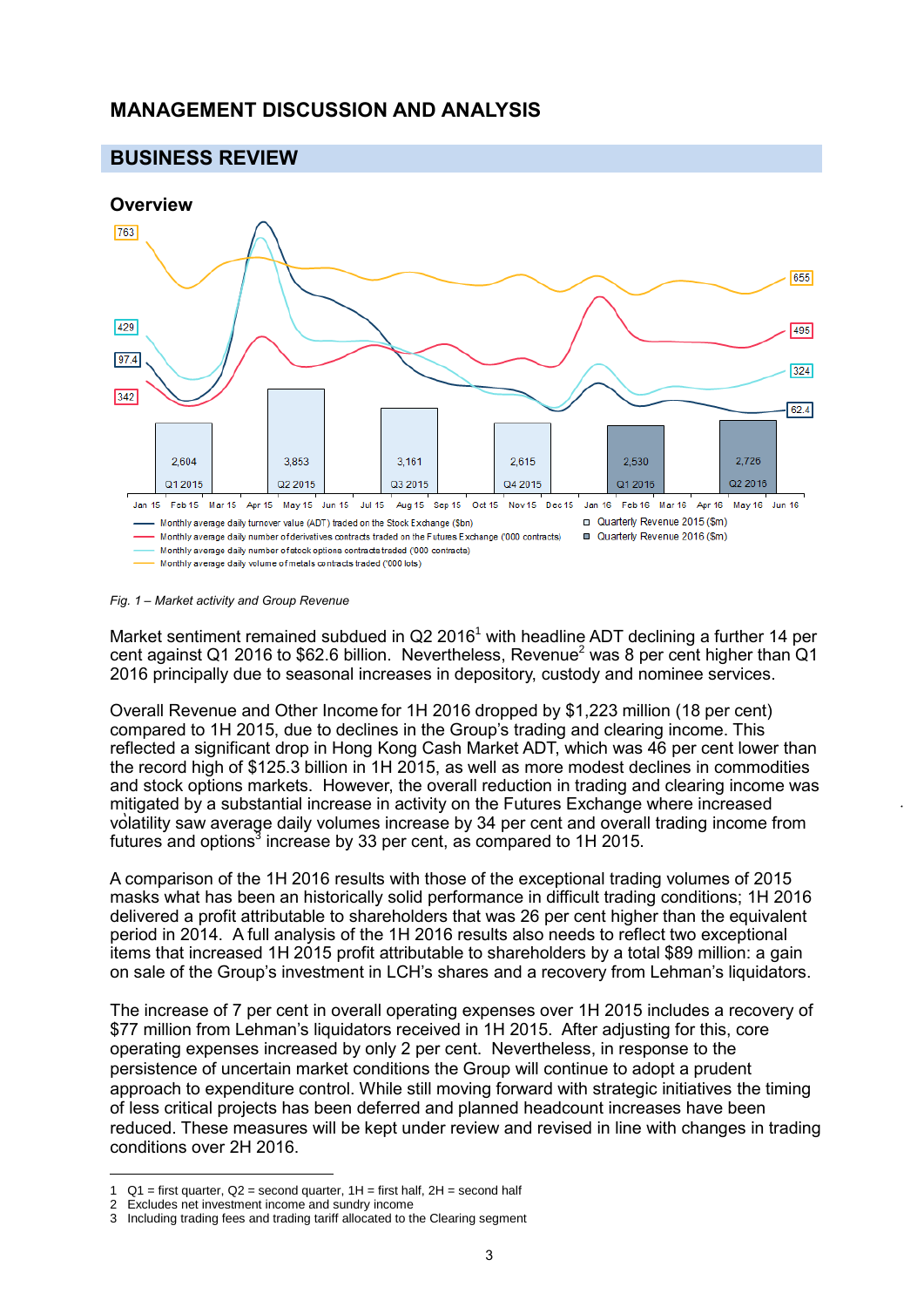# MANAGEMENT DISCUSSION AND ANALYSIS

## BUSINESS REVIEW

### Overview

*Fig. 1 – Market activity and Group Revenue*

Market sentiment remained subdued in Q2 2016[1] with headline ADT declining a further 14 per cent against Q1 2016 to $62.6 billion. Nevertheless, Revenue[2] was 8 per cent higher than Q1 2016 principally due to seasonal increases in depository, custody and nominee services.

Overall Revenue and Other Income for 1H 2016 dropped by $1,223 million (18 per cent) compared to 1H 2015, due to declines in the Group's trading and clearing income. This reflected a significant drop in Hong Kong Cash Market ADT, which was 46 per cent lower than the record high of $125.3 billion in 1H 2015, as well as more modest declines in commodities and stock options markets. However, the overall reduction in trading and clearing income was mitigated by a substantial increase in activity on the Futures Exchange where increased volatility saw average daily volumes increase by 34 per cent and overall trading income from futures and options[3] increase by 33 per cent, as compared to 1H 2015.

A comparison of the 1H 2016 results with those of the exceptional trading volumes of 2015 masks what has been an historically solid performance in difficult trading conditions; 1H 2016 delivered a profit attributable to shareholders that was 26 per cent higher than the equivalent period in 2014. A full analysis of the 1H 2016 results also needs to reflect two exceptional items that increased 1H 2015 profit attributable to shareholders by a total $89 million: a gain on sale of the Group's investment in LCH's shares and a recovery from Lehman's liquidators.

The increase of 7 per cent in overall operating expenses over 1H 2015 includes a recovery of $77 million from Lehman's liquidators received in 1H 2015. After adjusting for this, core operating expenses increased by only 2 per cent. Nevertheless, in response to the persistence of uncertain market conditions the Group will continue to adopt a prudent approach to expenditure control. While still moving forward with strategic initiatives the timing of less critical projects has been deferred and planned headcount increases have been reduced. These measures will be kept under review and revised in line with changes in trading conditions over 2H 2016.

---

1 Q1 = first quarter, Q2 = second quarter, 1H = first half, 2H = second half
2 Excludes net investment income and sundry income
3 Including trading fees and trading tariff allocated to the Clearing segment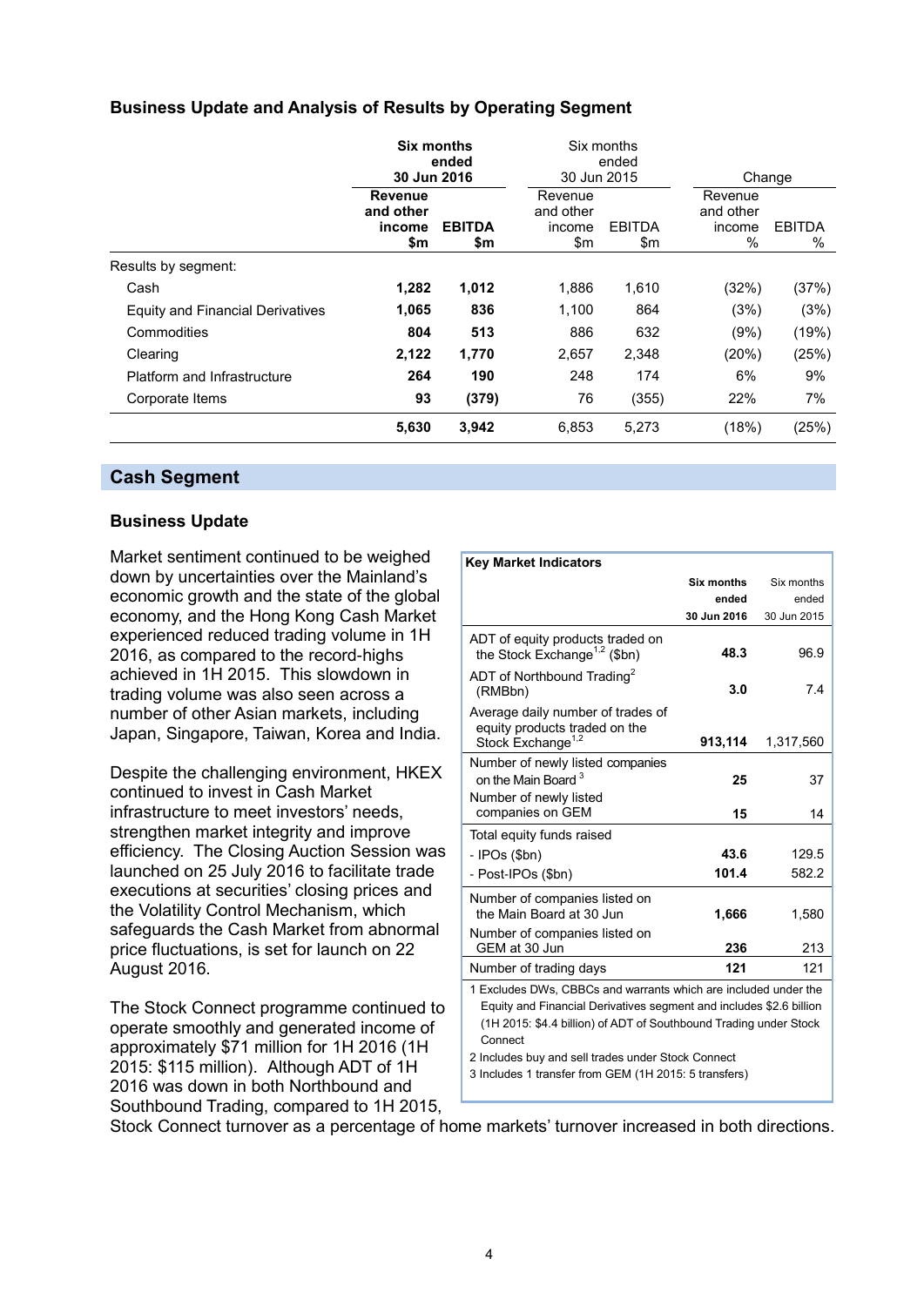### Business Update and Analysis of Results by Operating Segment

| | Six months ended 30 Jun 2016 | | Six months ended 30 Jun 2015 | | Change | |
|---|---|---|---|---|---|---|
| | **Revenue and other income $m** | **EBITDA $m** | Revenue and other income $m | EBITDA $m | Revenue and other income % | EBITDA % |
| Results by segment: | | | | | | |
| Cash | **1,282** | **1,012** | 1,886 | 1,610 | (32%) | (37%) |
| Equity and Financial Derivatives | **1,065** | **836** | 1,100 | 864 | (3%) | (3%) |
| Commodities | **804** | **513** | 886 | 632 | (9%) | (19%) |
| Clearing | **2,122** | **1,770** | 2,657 | 2,348 | (20%) | (25%) |
| Platform and Infrastructure | **264** | **190** | 248 | 174 | 6% | 9% |
| Corporate Items | **93** | **(379)** | 76 | (355) | 22% | 7% |
| | **5,630** | **3,942** | 6,853 | 5,273 | (18%) | (25%) |

## Cash Segment

### Business Update

Market sentiment continued to be weighed down by uncertainties over the Mainland's economic growth and the state of the global economy, and the Hong Kong Cash Market experienced reduced trading volume in 1H 2016, as compared to the record-highs achieved in 1H 2015. This slowdown in trading volume was also seen across a number of other Asian markets, including Japan, Singapore, Taiwan, Korea and India.

Despite the challenging environment, HKEX continued to invest in Cash Market infrastructure to meet investors' needs, strengthen market integrity and improve efficiency. The Closing Auction Session was launched on 25 July 2016 to facilitate trade executions at securities' closing prices and the Volatility Control Mechanism, which safeguards the Cash Market from abnormal price fluctuations, is set for launch on 22 August 2016.

The Stock Connect programme continued to operate smoothly and generated income of approximately $71 million for 1H 2016 (1H 2015: $115 million). Although ADT of 1H 2016 was down in both Northbound and Southbound Trading, compared to 1H 2015, Stock Connect turnover as a percentage of home markets' turnover increased in both directions.

| Key Market Indicators | Six months ended 30 Jun 2016 | Six months ended 30 Jun 2015 |
|---|---|---|
| ADT of equity products traded on the Stock Exchange[1,2] ($bn) | **48.3** | 96.9 |
| ADT of Northbound Trading[2] (RMBbn) | **3.0** | 7.4 |
| Average daily number of trades of equity products traded on the Stock Exchange[1,2] | **913,114** | 1,317,560 |
| Number of newly listed companies on the Main Board[3] | **25** | 37 |
| Number of newly listed companies on GEM | **15** | 14 |
| Total equity funds raised | | |
| - IPOs ($bn) | **43.6** | 129.5 |
| - Post-IPOs ($bn) | **101.4** | 582.2 |
| Number of companies listed on the Main Board at 30 Jun | **1,666** | 1,580 |
| Number of companies listed on GEM at 30 Jun | **236** | 213 |
| Number of trading days | **121** | 121 |

1 Excludes DWs, CBBCs and warrants which are included under the Equity and Financial Derivatives segment and includes $2.6 billion (1H 2015: $4.4 billion) of ADT of Southbound Trading under Stock Connect

2 Includes buy and sell trades under Stock Connect

3 Includes 1 transfer from GEM (1H 2015: 5 transfers)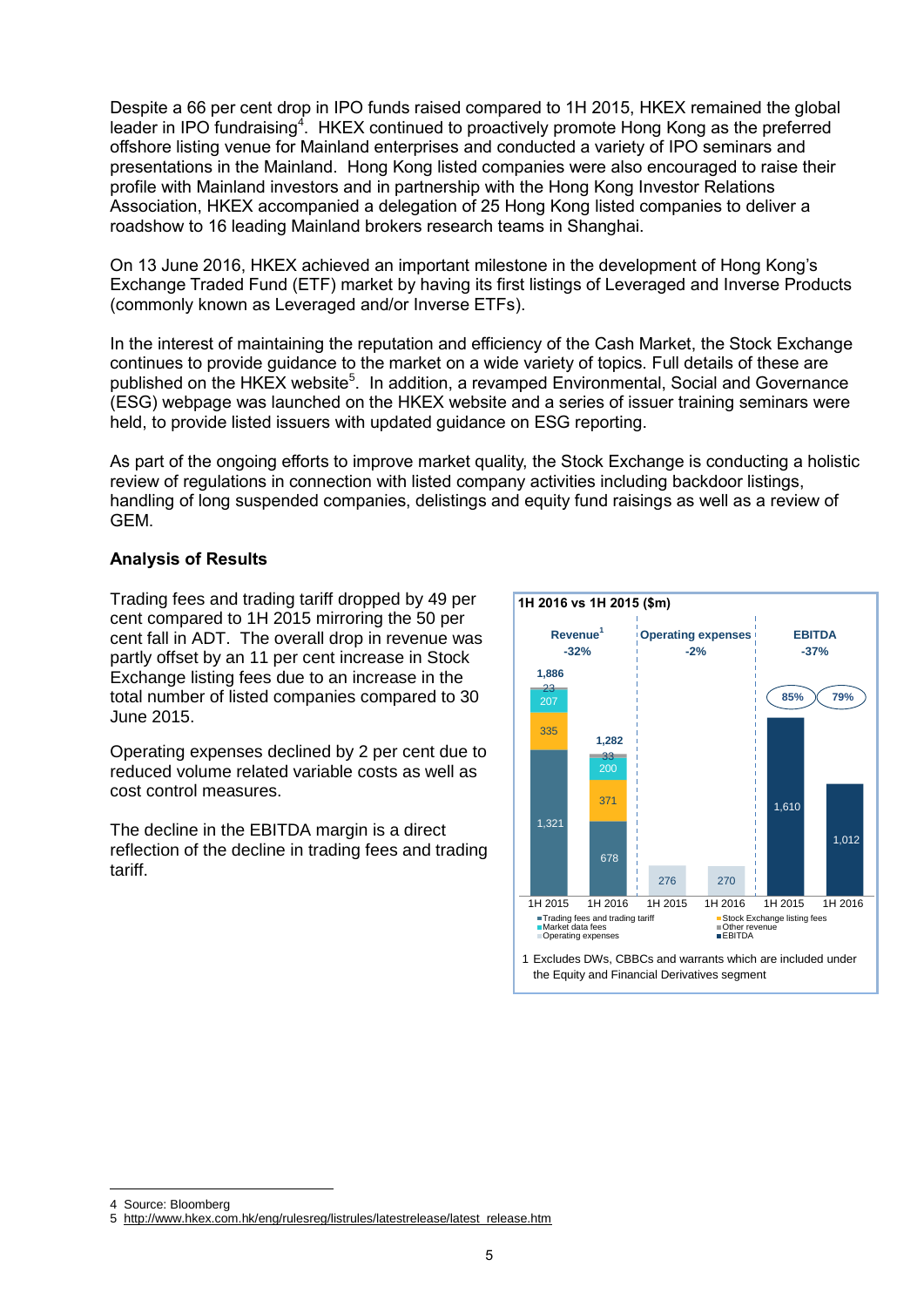Despite a 66 per cent drop in IPO funds raised compared to 1H 2015, HKEX remained the global leader in IPO fundraising[4]. HKEX continued to proactively promote Hong Kong as the preferred offshore listing venue for Mainland enterprises and conducted a variety of IPO seminars and presentations in the Mainland. Hong Kong listed companies were also encouraged to raise their profile with Mainland investors and in partnership with the Hong Kong Investor Relations Association, HKEX accompanied a delegation of 25 Hong Kong listed companies to deliver a roadshow to 16 leading Mainland brokers research teams in Shanghai.

On 13 June 2016, HKEX achieved an important milestone in the development of Hong Kong's Exchange Traded Fund (ETF) market by having its first listings of Leveraged and Inverse Products (commonly known as Leveraged and/or Inverse ETFs).

In the interest of maintaining the reputation and efficiency of the Cash Market, the Stock Exchange continues to provide guidance to the market on a wide variety of topics. Full details of these are published on the HKEX website[5]. In addition, a revamped Environmental, Social and Governance (ESG) webpage was launched on the HKEX website and a series of issuer training seminars were held, to provide listed issuers with updated guidance on ESG reporting.

As part of the ongoing efforts to improve market quality, the Stock Exchange is conducting a holistic review of regulations in connection with listed company activities including backdoor listings, handling of long suspended companies, delistings and equity fund raisings as well as a review of GEM.

**Analysis of Results**

Trading fees and trading tariff dropped by 49 per cent compared to 1H 2015 mirroring the 50 per cent fall in ADT. The overall drop in revenue was partly offset by an 11 per cent increase in Stock Exchange listing fees due to an increase in the total number of listed companies compared to 30 June 2015.

Operating expenses declined by 2 per cent due to reduced volume related variable costs as well as cost control measures.

The decline in the EBITDA margin is a direct reflection of the decline in trading fees and trading tariff.

**1H 2016 vs 1H 2015 ($m)**

| | Revenue[1] (-32%) | | Operating expenses (-2%) | | EBITDA (-37%) | |
|---|---|---|---|---|---|---|
| | 1H 2015 | 1H 2016 | 1H 2015 | 1H 2016 | 1H 2015 | 1H 2016 |
| Trading fees and trading tariff | 1,321 | 678 | | | | |
| Stock Exchange listing fees | 335 | 371 | | | | |
| Market data fees | 207 | 200 | | | | |
| Other revenue | 23 | 33 | | | | |
| Total | 1,886 | 1,282 | | | | |
| Operating expenses | | | 276 | 270 | | |
| EBITDA | | | | | 1,610 | 1,012 |
| EBITDA margin | | | | | 85% | 79% |

1 Excludes DWs, CBBCs and warrants which are included under the Equity and Financial Derivatives segment

4 Source: Bloomberg

5 http://www.hkex.com.hk/eng/rulesreg/listrules/latestrelease/latest_release.htm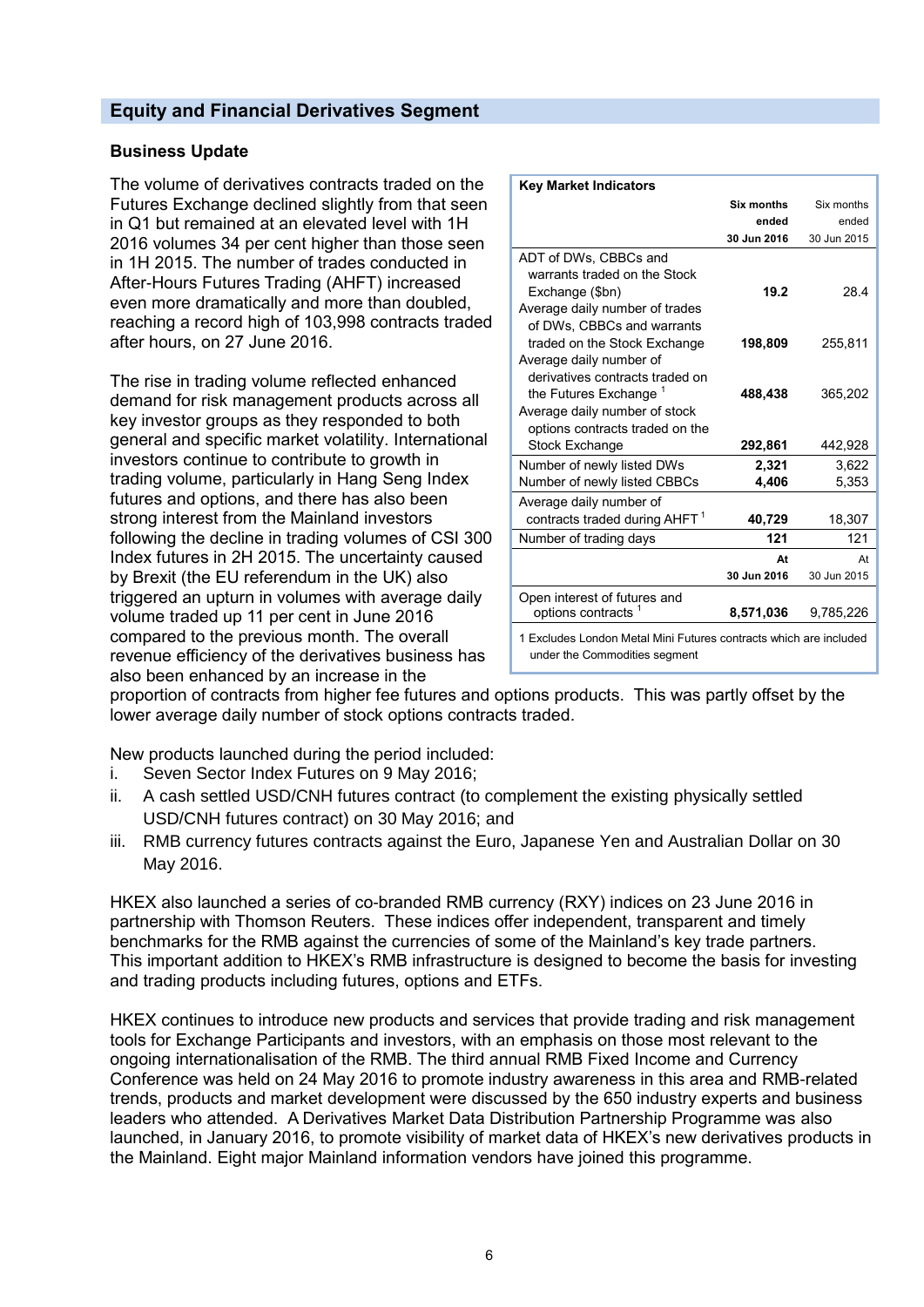## Equity and Financial Derivatives Segment

### Business Update

The volume of derivatives contracts traded on the Futures Exchange declined slightly from that seen in Q1 but remained at an elevated level with 1H 2016 volumes 34 per cent higher than those seen in 1H 2015. The number of trades conducted in After-Hours Futures Trading (AHFT) increased even more dramatically and more than doubled, reaching a record high of 103,998 contracts traded after hours, on 27 June 2016.

| Key Market Indicators | Six months ended 30 Jun 2016 | Six months ended 30 Jun 2015 |
|---|---|---|
| ADT of DWs, CBBCs and warrants traded on the Stock Exchange ($bn) | **19.2** | 28.4 |
| Average daily number of trades of DWs, CBBCs and warrants traded on the Stock Exchange | **198,809** | 255,811 |
| Average daily number of derivatives contracts traded on the Futures Exchange [1] | **488,438** | 365,202 |
| Average daily number of stock options contracts traded on the Stock Exchange | **292,861** | 442,928 |
| Number of newly listed DWs | **2,321** | 3,622 |
| Number of newly listed CBBCs | **4,406** | 5,353 |
| Average daily number of contracts traded during AHFT [1] | **40,729** | 18,307 |
| Number of trading days | **121** | 121 |
| | **At 30 Jun 2016** | At 30 Jun 2015 |
| Open interest of futures and options contracts [1] | **8,571,036** | 9,785,226 |

1 Excludes London Metal Mini Futures contracts which are included under the Commodities segment

The rise in trading volume reflected enhanced demand for risk management products across all key investor groups as they responded to both general and specific market volatility. International investors continue to contribute to growth in trading volume, particularly in Hang Seng Index futures and options, and there has also been strong interest from the Mainland investors following the decline in trading volumes of CSI 300 Index futures in 2H 2015. The uncertainty caused by Brexit (the EU referendum in the UK) also triggered an upturn in volumes with average daily volume traded up 11 per cent in June 2016 compared to the previous month. The overall revenue efficiency of the derivatives business has also been enhanced by an increase in the proportion of contracts from higher fee futures and options products. This was partly offset by the lower average daily number of stock options contracts traded.

New products launched during the period included:

i. Seven Sector Index Futures on 9 May 2016;
ii. A cash settled USD/CNH futures contract (to complement the existing physically settled USD/CNH futures contract) on 30 May 2016; and
iii. RMB currency futures contracts against the Euro, Japanese Yen and Australian Dollar on 30 May 2016.

HKEX also launched a series of co-branded RMB currency (RXY) indices on 23 June 2016 in partnership with Thomson Reuters. These indices offer independent, transparent and timely benchmarks for the RMB against the currencies of some of the Mainland's key trade partners. This important addition to HKEX's RMB infrastructure is designed to become the basis for investing and trading products including futures, options and ETFs.

HKEX continues to introduce new products and services that provide trading and risk management tools for Exchange Participants and investors, with an emphasis on those most relevant to the ongoing internationalisation of the RMB. The third annual RMB Fixed Income and Currency Conference was held on 24 May 2016 to promote industry awareness in this area and RMB-related trends, products and market development were discussed by the 650 industry experts and business leaders who attended. A Derivatives Market Data Distribution Partnership Programme was also launched, in January 2016, to promote visibility of market data of HKEX's new derivatives products in the Mainland. Eight major Mainland information vendors have joined this programme.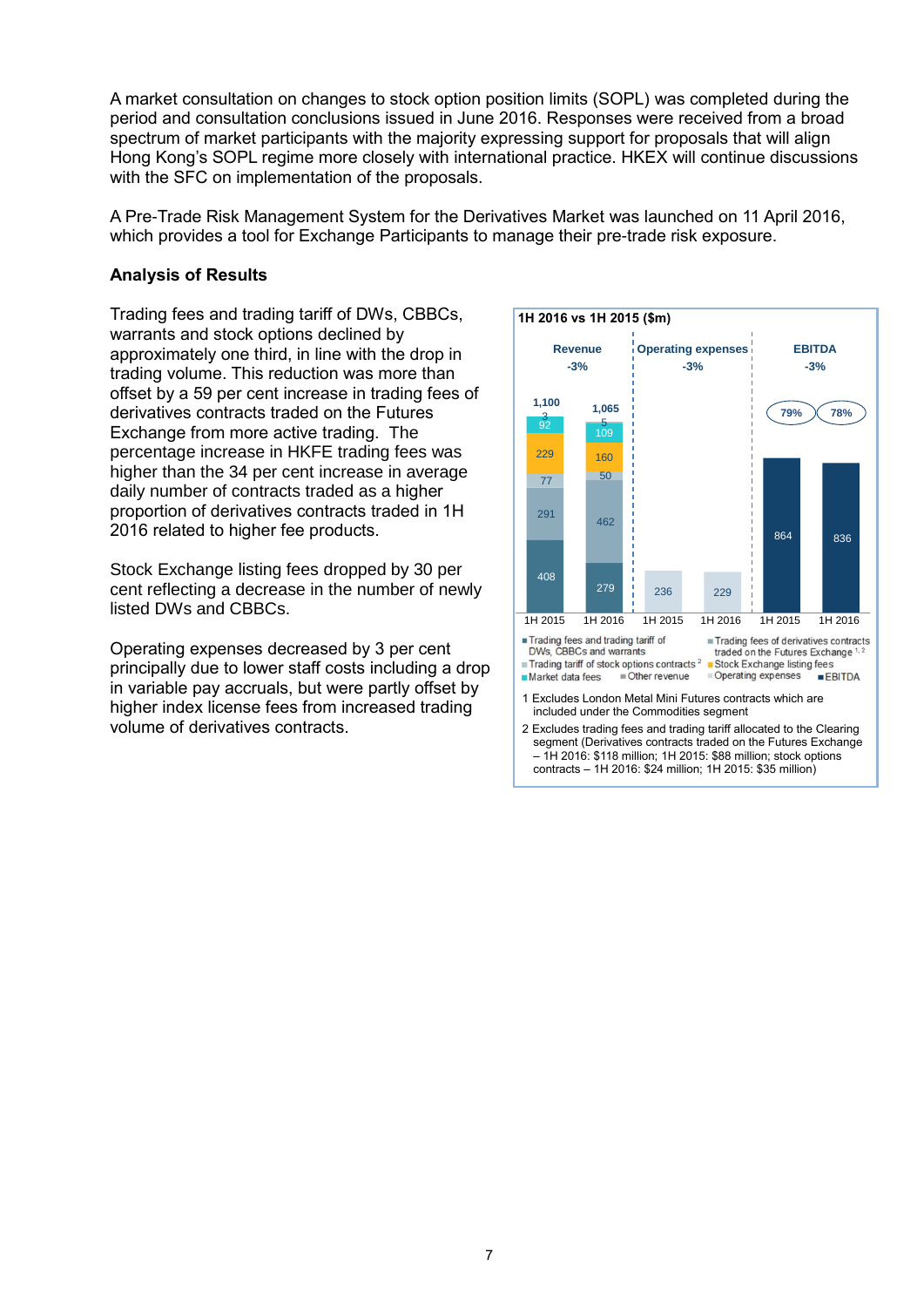A market consultation on changes to stock option position limits (SOPL) was completed during the period and consultation conclusions issued in June 2016. Responses were received from a broad spectrum of market participants with the majority expressing support for proposals that will align Hong Kong's SOPL regime more closely with international practice. HKEX will continue discussions with the SFC on implementation of the proposals.

A Pre-Trade Risk Management System for the Derivatives Market was launched on 11 April 2016, which provides a tool for Exchange Participants to manage their pre-trade risk exposure.

**Analysis of Results**

Trading fees and trading tariff of DWs, CBBCs, warrants and stock options declined by approximately one third, in line with the drop in trading volume. This reduction was more than offset by a 59 per cent increase in trading fees of derivatives contracts traded on the Futures Exchange from more active trading. The percentage increase in HKFE trading fees was higher than the 34 per cent increase in average daily number of contracts traded as a higher proportion of derivatives contracts traded in 1H 2016 related to higher fee products.

Stock Exchange listing fees dropped by 30 per cent reflecting a decrease in the number of newly listed DWs and CBBCs.

Operating expenses decreased by 3 per cent principally due to lower staff costs including a drop in variable pay accruals, but were partly offset by higher index license fees from increased trading volume of derivatives contracts.

**1H 2016 vs 1H 2015 ($m)**

| | Revenue 1H 2015 | Revenue 1H 2016 | Operating expenses 1H 2015 | Operating expenses 1H 2016 | EBITDA 1H 2015 | EBITDA 1H 2016 |
|---|---|---|---|---|---|---|
| Trading fees and trading tariff of DWs, CBBCs and warrants | 408 | 279 | | | | |
| Trading fees of derivatives contracts traded on the Futures Exchange[1, 2] | 291 | 462 | | | | |
| Trading tariff of stock options contracts[2] | 77 | 50 | | | | |
| Stock Exchange listing fees | 229 | 160 | | | | |
| Market data fees | 92 | 109 | | | | |
| Other revenue | 3 | 5 | | | | |
| Total | 1,100 | 1,065 | 236 | 229 | 864 | 836 |
| EBITDA margin | | | | | 79% | 78% |
| Change | -3% | | -3% | | -3% | |

1 Excludes London Metal Mini Futures contracts which are included under the Commodities segment

2 Excludes trading fees and trading tariff allocated to the Clearing segment (Derivatives contracts traded on the Futures Exchange – 1H 2016: $118 million; 1H 2015: $88 million; stock options contracts – 1H 2016: $24 million; 1H 2015: $35 million)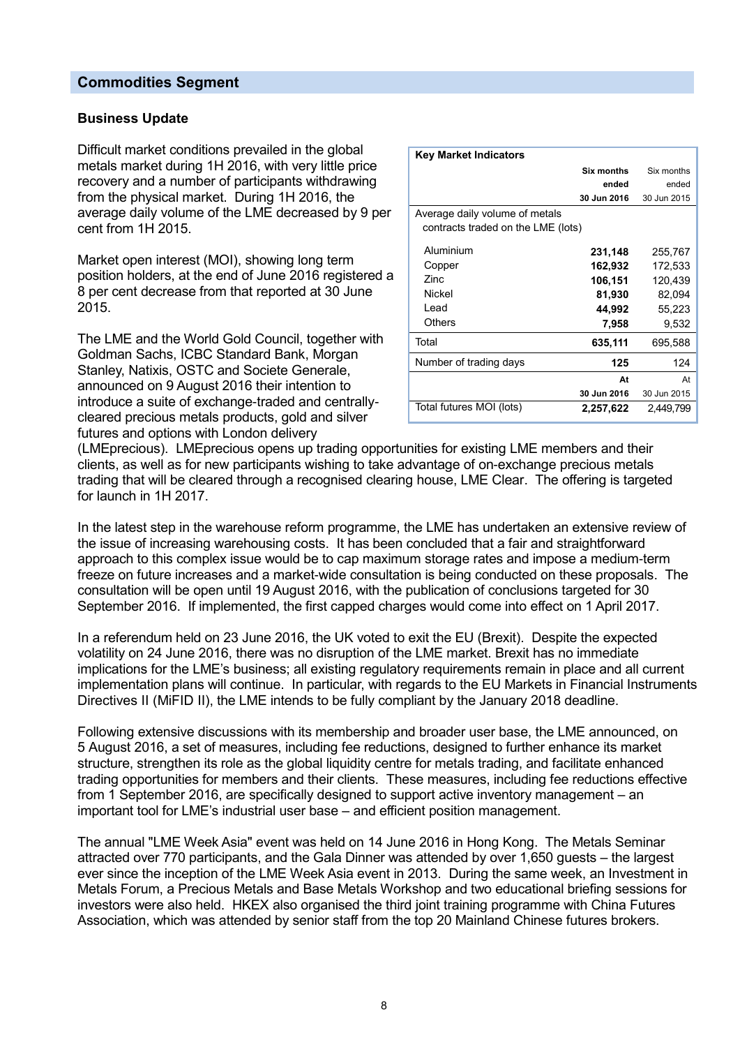## Commodities Segment

### Business Update

Difficult market conditions prevailed in the global metals market during 1H 2016, with very little price recovery and a number of participants withdrawing from the physical market. During 1H 2016, the average daily volume of the LME decreased by 9 per cent from 1H 2015.

Market open interest (MOI), showing long term position holders, at the end of June 2016 registered a 8 per cent decrease from that reported at 30 June 2015.

| Key Market Indicators | **Six months ended 30 Jun 2016** | Six months ended 30 Jun 2015 |
|---|---|---|
| Average daily volume of metals contracts traded on the LME (lots) | | |
| Aluminium | **231,148** | 255,767 |
| Copper | **162,932** | 172,533 |
| Zinc | **106,151** | 120,439 |
| Nickel | **81,930** | 82,094 |
| Lead | **44,992** | 55,223 |
| Others | **7,958** | 9,532 |
| Total | **635,111** | 695,588 |
| Number of trading days | **125** | 124 |
| | **At 30 Jun 2016** | At 30 Jun 2015 |
| Total futures MOI (lots) | **2,257,622** | 2,449,799 |

The LME and the World Gold Council, together with Goldman Sachs, ICBC Standard Bank, Morgan Stanley, Natixis, OSTC and Societe Generale, announced on 9 August 2016 their intention to introduce a suite of exchange-traded and centrally-cleared precious metals products, gold and silver futures and options with London delivery (LMEprecious). LMEprecious opens up trading opportunities for existing LME members and their clients, as well as for new participants wishing to take advantage of on-exchange precious metals trading that will be cleared through a recognised clearing house, LME Clear. The offering is targeted for launch in 1H 2017.

In the latest step in the warehouse reform programme, the LME has undertaken an extensive review of the issue of increasing warehousing costs. It has been concluded that a fair and straightforward approach to this complex issue would be to cap maximum storage rates and impose a medium-term freeze on future increases and a market-wide consultation is being conducted on these proposals. The consultation will be open until 19 August 2016, with the publication of conclusions targeted for 30 September 2016. If implemented, the first capped charges would come into effect on 1 April 2017.

In a referendum held on 23 June 2016, the UK voted to exit the EU (Brexit). Despite the expected volatility on 24 June 2016, there was no disruption of the LME market. Brexit has no immediate implications for the LME's business; all existing regulatory requirements remain in place and all current implementation plans will continue. In particular, with regards to the EU Markets in Financial Instruments Directives II (MiFID II), the LME intends to be fully compliant by the January 2018 deadline.

Following extensive discussions with its membership and broader user base, the LME announced, on 5 August 2016, a set of measures, including fee reductions, designed to further enhance its market structure, strengthen its role as the global liquidity centre for metals trading, and facilitate enhanced trading opportunities for members and their clients. These measures, including fee reductions effective from 1 September 2016, are specifically designed to support active inventory management – an important tool for LME's industrial user base – and efficient position management.

The annual "LME Week Asia" event was held on 14 June 2016 in Hong Kong. The Metals Seminar attracted over 770 participants, and the Gala Dinner was attended by over 1,650 guests – the largest ever since the inception of the LME Week Asia event in 2013. During the same week, an Investment in Metals Forum, a Precious Metals and Base Metals Workshop and two educational briefing sessions for investors were also held. HKEX also organised the third joint training programme with China Futures Association, which was attended by senior staff from the top 20 Mainland Chinese futures brokers.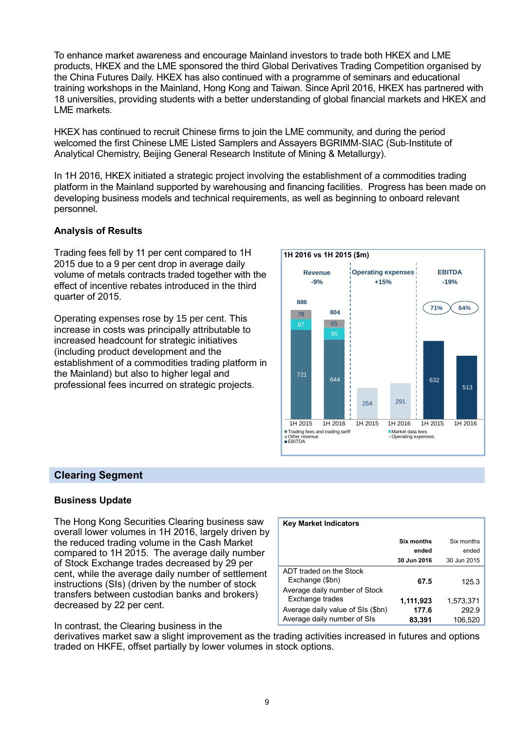To enhance market awareness and encourage Mainland investors to trade both HKEX and LME products, HKEX and the LME sponsored the third Global Derivatives Trading Competition organised by the China Futures Daily. HKEX has also continued with a programme of seminars and educational training workshops in the Mainland, Hong Kong and Taiwan. Since April 2016, HKEX has partnered with 18 universities, providing students with a better understanding of global financial markets and HKEX and LME markets.

HKEX has continued to recruit Chinese firms to join the LME community, and during the period welcomed the first Chinese LME Listed Samplers and Assayers BGRIMM-SIAC (Sub-Institute of Analytical Chemistry, Beijing General Research Institute of Mining & Metallurgy).

In 1H 2016, HKEX initiated a strategic project involving the establishment of a commodities trading platform in the Mainland supported by warehousing and financing facilities. Progress has been made on developing business models and technical requirements, as well as beginning to onboard relevant personnel.

**Analysis of Results**

Trading fees fell by 11 per cent compared to 1H 2015 due to a 9 per cent drop in average daily volume of metals contracts traded together with the effect of incentive rebates introduced in the third quarter of 2015.

Operating expenses rose by 15 per cent. This increase in costs was principally attributable to increased headcount for strategic initiatives (including product development and the establishment of a commodities trading platform in the Mainland) but also to higher legal and professional fees incurred on strategic projects.

**1H 2016 vs 1H 2015 ($m)**

| | Revenue (-9%) | | Operating expenses (+15%) | | EBITDA (-19%) | |
|---|---|---|---|---|---|---|
| | 1H 2015 | 1H 2016 | 1H 2015 | 1H 2016 | 1H 2015 | 1H 2016 |
| Trading fees and trading tariff | 721 | 644 | | | | |
| Market data fees | 87 | 95 | | | | |
| Other revenue | 78 | 65 | | | | |
| Total | 886 | 804 | | | | |
| Operating expenses | | | 254 | 291 | | |
| EBITDA | | | | | 632 | 513 |
| EBITDA margin | | | | | 71% | 64% |

## Clearing Segment

**Business Update**

The Hong Kong Securities Clearing business saw overall lower volumes in 1H 2016, largely driven by the reduced trading volume in the Cash Market compared to 1H 2015. The average daily number of Stock Exchange trades decreased by 29 per cent, while the average daily number of settlement instructions (SIs) (driven by the number of stock transfers between custodian banks and brokers) decreased by 22 per cent.

**Key Market Indicators**

| | **Six months ended 30 Jun 2016** | Six months ended 30 Jun 2015 |
|---|---|---|
| ADT traded on the Stock Exchange ($bn) | **67.5** | 125.3 |
| Average daily number of Stock Exchange trades | **1,111,923** | 1,573,371 |
| Average daily value of SIs ($bn) | **177.6** | 292.9 |
| Average daily number of SIs | **83,391** | 106,520 |

In contrast, the Clearing business in the derivatives market saw a slight improvement as the trading activities increased in futures and options traded on HKFE, offset partially by lower volumes in stock options.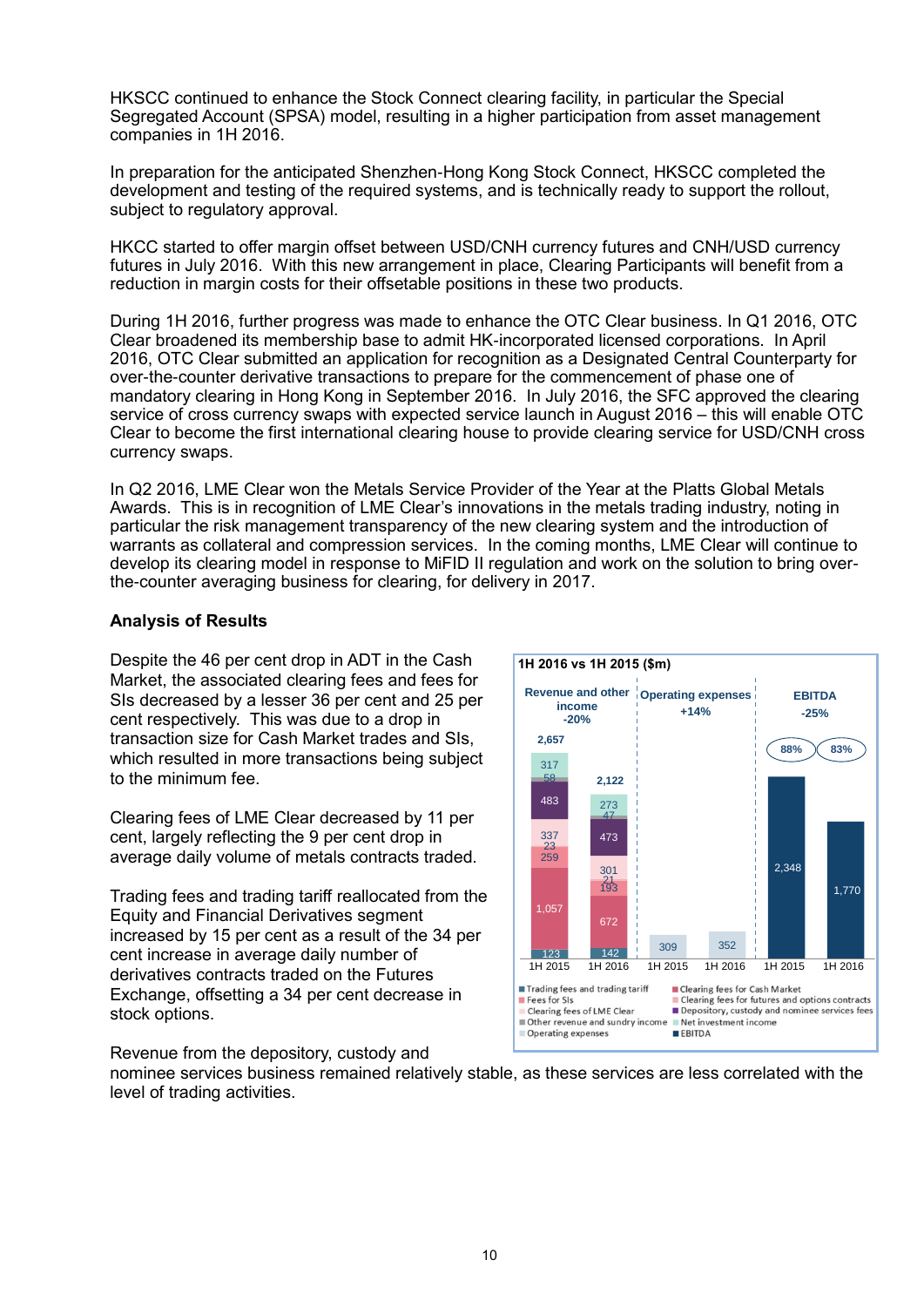HKSCC continued to enhance the Stock Connect clearing facility, in particular the Special Segregated Account (SPSA) model, resulting in a higher participation from asset management companies in 1H 2016.

In preparation for the anticipated Shenzhen-Hong Kong Stock Connect, HKSCC completed the development and testing of the required systems, and is technically ready to support the rollout, subject to regulatory approval.

HKCC started to offer margin offset between USD/CNH currency futures and CNH/USD currency futures in July 2016. With this new arrangement in place, Clearing Participants will benefit from a reduction in margin costs for their offsetable positions in these two products.

During 1H 2016, further progress was made to enhance the OTC Clear business. In Q1 2016, OTC Clear broadened its membership base to admit HK-incorporated licensed corporations. In April 2016, OTC Clear submitted an application for recognition as a Designated Central Counterparty for over-the-counter derivative transactions to prepare for the commencement of phase one of mandatory clearing in Hong Kong in September 2016. In July 2016, the SFC approved the clearing service of cross currency swaps with expected service launch in August 2016 – this will enable OTC Clear to become the first international clearing house to provide clearing service for USD/CNH cross currency swaps.

In Q2 2016, LME Clear won the Metals Service Provider of the Year at the Platts Global Metals Awards. This is in recognition of LME Clear's innovations in the metals trading industry, noting in particular the risk management transparency of the new clearing system and the introduction of warrants as collateral and compression services. In the coming months, LME Clear will continue to develop its clearing model in response to MiFID II regulation and work on the solution to bring over-the-counter averaging business for clearing, for delivery in 2017.

**Analysis of Results**

**1H 2016 vs 1H 2015 ($m)**

| | 1H 2015 | 1H 2016 |
|---|---|---|
| **Revenue and other income (-20%)** | **2,657** | **2,122** |
| Trading fees and trading tariff | 123 | 142 |
| Clearing fees for Cash Market | 1,057 | 672 |
| Fees for SIs | 259 | 193 |
| Clearing fees for futures and options contracts | 23 | 21 |
| Clearing fees of LME Clear | 337 | 301 |
| Depository, custody and nominee services fees | 483 | 473 |
| Other revenue and sundry income | 58 | 47 |
| Net investment income | 317 | 273 |
| **Operating expenses (+14%)** | 309 | 352 |
| **EBITDA (-25%)** | 2,348 (88%) | 1,770 (83%) |

Despite the 46 per cent drop in ADT in the Cash Market, the associated clearing fees and fees for SIs decreased by a lesser 36 per cent and 25 per cent respectively. This was due to a drop in transaction size for Cash Market trades and SIs, which resulted in more transactions being subject to the minimum fee.

Clearing fees of LME Clear decreased by 11 per cent, largely reflecting the 9 per cent drop in average daily volume of metals contracts traded.

Trading fees and trading tariff reallocated from the Equity and Financial Derivatives segment increased by 15 per cent as a result of the 34 per cent increase in average daily number of derivatives contracts traded on the Futures Exchange, offsetting a 34 per cent decrease in stock options.

Revenue from the depository, custody and nominee services business remained relatively stable, as these services are less correlated with the level of trading activities.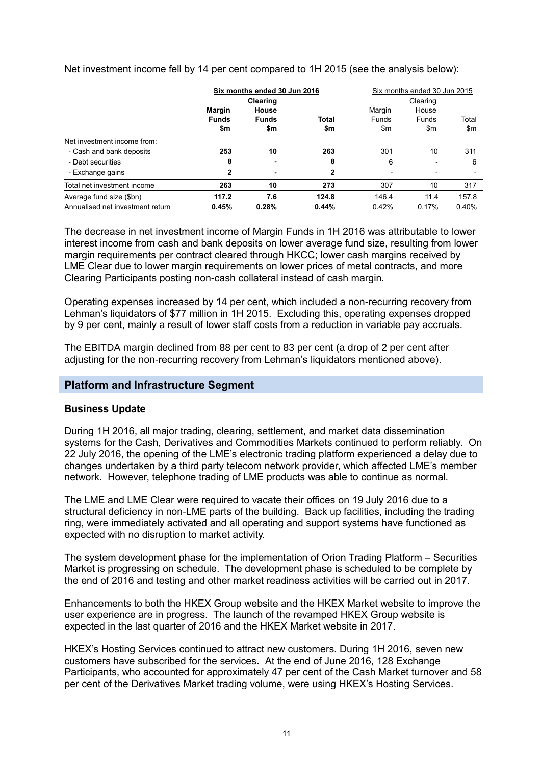Net investment income fell by 14 per cent compared to 1H 2015 (see the analysis below):

| | Six months ended 30 Jun 2016 | | | Six months ended 30 Jun 2015 | | |
|---|---|---|---|---|---|---|
| | **Margin Funds $m** | **Clearing House Funds $m** | **Total $m** | Margin Funds $m | Clearing House Funds $m | Total $m |
| Net investment income from: | | | | | | |
| - Cash and bank deposits | **253** | **10** | **263** | 301 | 10 | 311 |
| - Debt securities | **8** | **-** | **8** | 6 | - | 6 |
| - Exchange gains | **2** | **-** | **2** | - | - | - |
| Total net investment income | **263** | **10** | **273** | 307 | 10 | 317 |
| Average fund size ($bn) | **117.2** | **7.6** | **124.8** | 146.4 | 11.4 | 157.8 |
| Annualised net investment return | **0.45%** | **0.28%** | **0.44%** | 0.42% | 0.17% | 0.40% |

The decrease in net investment income of Margin Funds in 1H 2016 was attributable to lower interest income from cash and bank deposits on lower average fund size, resulting from lower margin requirements per contract cleared through HKCC; lower cash margins received by LME Clear due to lower margin requirements on lower prices of metal contracts, and more Clearing Participants posting non-cash collateral instead of cash margin.

Operating expenses increased by 14 per cent, which included a non-recurring recovery from Lehman's liquidators of $77 million in 1H 2015. Excluding this, operating expenses dropped by 9 per cent, mainly a result of lower staff costs from a reduction in variable pay accruals.

The EBITDA margin declined from 88 per cent to 83 per cent (a drop of 2 per cent after adjusting for the non-recurring recovery from Lehman's liquidators mentioned above).

## Platform and Infrastructure Segment

### Business Update

During 1H 2016, all major trading, clearing, settlement, and market data dissemination systems for the Cash, Derivatives and Commodities Markets continued to perform reliably. On 22 July 2016, the opening of the LME's electronic trading platform experienced a delay due to changes undertaken by a third party telecom network provider, which affected LME's member network. However, telephone trading of LME products was able to continue as normal.

The LME and LME Clear were required to vacate their offices on 19 July 2016 due to a structural deficiency in non-LME parts of the building. Back up facilities, including the trading ring, were immediately activated and all operating and support systems have functioned as expected with no disruption to market activity.

The system development phase for the implementation of Orion Trading Platform – Securities Market is progressing on schedule. The development phase is scheduled to be complete by the end of 2016 and testing and other market readiness activities will be carried out in 2017.

Enhancements to both the HKEX Group website and the HKEX Market website to improve the user experience are in progress. The launch of the revamped HKEX Group website is expected in the last quarter of 2016 and the HKEX Market website in 2017.

HKEX's Hosting Services continued to attract new customers. During 1H 2016, seven new customers have subscribed for the services. At the end of June 2016, 128 Exchange Participants, who accounted for approximately 47 per cent of the Cash Market turnover and 58 per cent of the Derivatives Market trading volume, were using HKEX's Hosting Services.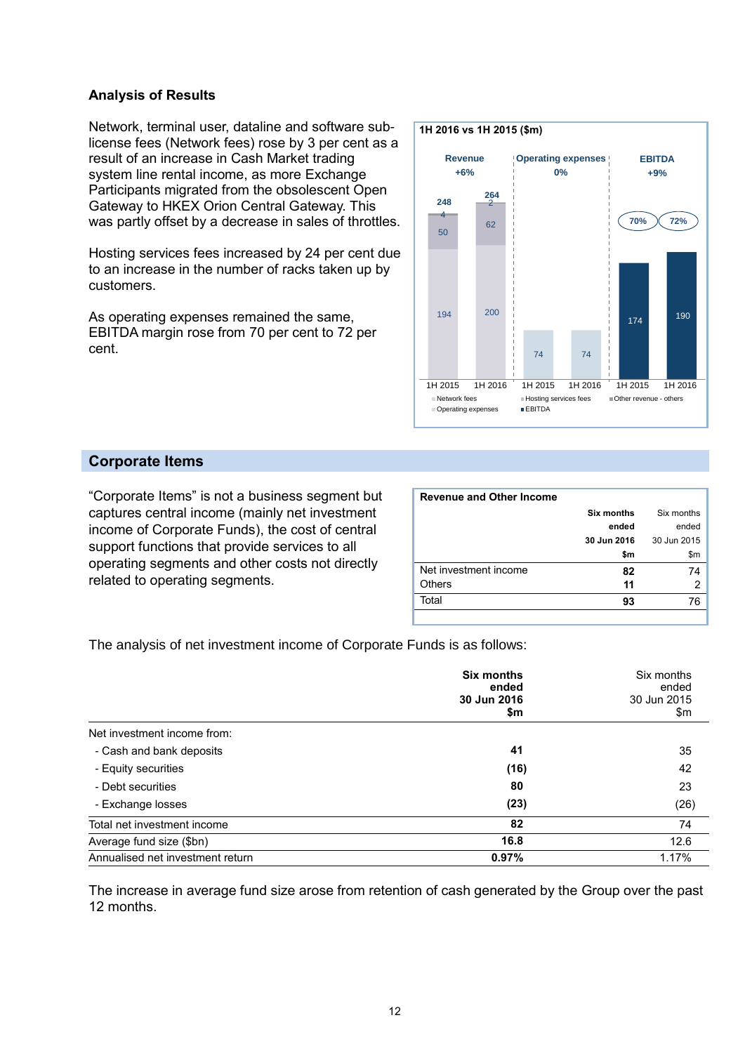### Analysis of Results

Network, terminal user, dataline and software sub-license fees (Network fees) rose by 3 per cent as a result of an increase in Cash Market trading system line rental income, as more Exchange Participants migrated from the obsolescent Open Gateway to HKEX Orion Central Gateway. This was partly offset by a decrease in sales of throttles.

Hosting services fees increased by 24 per cent due to an increase in the number of racks taken up by customers.

As operating expenses remained the same, EBITDA margin rose from 70 per cent to 72 per cent.

**1H 2016 vs 1H 2015 ($m)**

| | Revenue +6% | | Operating expenses 0% | | EBITDA +9% | |
|---|---|---|---|---|---|---|
| | 1H 2015 | 1H 2016 | 1H 2015 | 1H 2016 | 1H 2015 | 1H 2016 |
| Network fees | 194 | 200 | | | | |
| Hosting services fees | 50 | 62 | | | | |
| Other revenue - others | 4 | 2 | | | | |
| Total revenue | 248 | 264 | | | | |
| Operating expenses | | | 74 | 74 | | |
| EBITDA | | | | | 174 | 190 |
| EBITDA margin | | | | | 70% | 72% |

## Corporate Items

"Corporate Items" is not a business segment but captures central income (mainly net investment income of Corporate Funds), the cost of central support functions that provide services to all operating segments and other costs not directly related to operating segments.

**Revenue and Other Income**

| | **Six months ended 30 Jun 2016 $m** | Six months ended 30 Jun 2015 $m |
|---|---|---|
| Net investment income | **82** | 74 |
| Others | **11** | 2 |
| Total | **93** | 76 |

The analysis of net investment income of Corporate Funds is as follows:

| | **Six months ended 30 Jun 2016 $m** | Six months ended 30 Jun 2015 $m |
|---|---|---|
| Net investment income from: | | |
| - Cash and bank deposits | **41** | 35 |
| - Equity securities | **(16)** | 42 |
| - Debt securities | **80** | 23 |
| - Exchange losses | **(23)** | (26) |
| Total net investment income | **82** | 74 |
| Average fund size ($bn) | **16.8** | 12.6 |
| Annualised net investment return | **0.97%** | 1.17% |

The increase in average fund size arose from retention of cash generated by the Group over the past 12 months.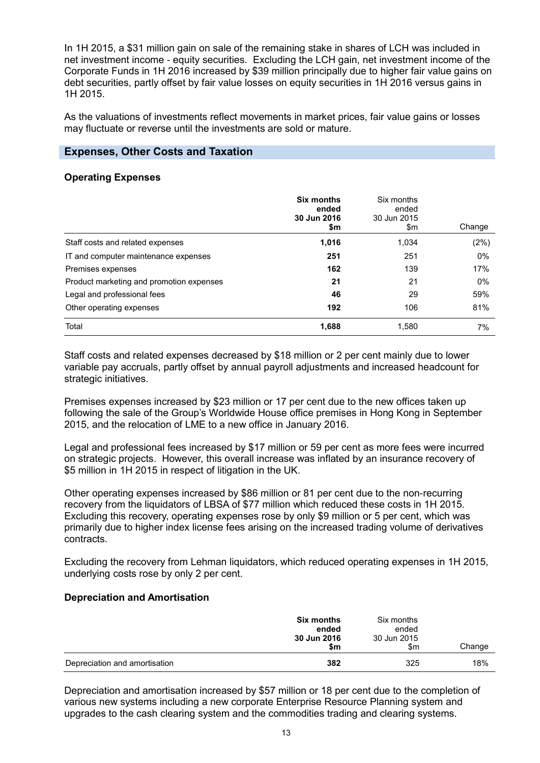In 1H 2015, a $31 million gain on sale of the remaining stake in shares of LCH was included in net investment income - equity securities. Excluding the LCH gain, net investment income of the Corporate Funds in 1H 2016 increased by $39 million principally due to higher fair value gains on debt securities, partly offset by fair value losses on equity securities in 1H 2016 versus gains in 1H 2015.

As the valuations of investments reflect movements in market prices, fair value gains or losses may fluctuate or reverse until the investments are sold or mature.

## Expenses, Other Costs and Taxation

### Operating Expenses

| | **Six months ended 30 Jun 2016 $m** | Six months ended 30 Jun 2015 $m | Change |
|---|---|---|---|
| Staff costs and related expenses | **1,016** | 1,034 | (2%) |
| IT and computer maintenance expenses | **251** | 251 | 0% |
| Premises expenses | **162** | 139 | 17% |
| Product marketing and promotion expenses | **21** | 21 | 0% |
| Legal and professional fees | **46** | 29 | 59% |
| Other operating expenses | **192** | 106 | 81% |
| Total | **1,688** | 1,580 | 7% |

Staff costs and related expenses decreased by $18 million or 2 per cent mainly due to lower variable pay accruals, partly offset by annual payroll adjustments and increased headcount for strategic initiatives.

Premises expenses increased by $23 million or 17 per cent due to the new offices taken up following the sale of the Group's Worldwide House office premises in Hong Kong in September 2015, and the relocation of LME to a new office in January 2016.

Legal and professional fees increased by $17 million or 59 per cent as more fees were incurred on strategic projects. However, this overall increase was inflated by an insurance recovery of $5 million in 1H 2015 in respect of litigation in the UK.

Other operating expenses increased by $86 million or 81 per cent due to the non-recurring recovery from the liquidators of LBSA of $77 million which reduced these costs in 1H 2015. Excluding this recovery, operating expenses rose by only $9 million or 5 per cent, which was primarily due to higher index license fees arising on the increased trading volume of derivatives contracts.

Excluding the recovery from Lehman liquidators, which reduced operating expenses in 1H 2015, underlying costs rose by only 2 per cent.

### Depreciation and Amortisation

| | **Six months ended 30 Jun 2016 $m** | Six months ended 30 Jun 2015 $m | Change |
|---|---|---|---|
| Depreciation and amortisation | **382** | 325 | 18% |

Depreciation and amortisation increased by $57 million or 18 per cent due to the completion of various new systems including a new corporate Enterprise Resource Planning system and upgrades to the cash clearing system and the commodities trading and clearing systems.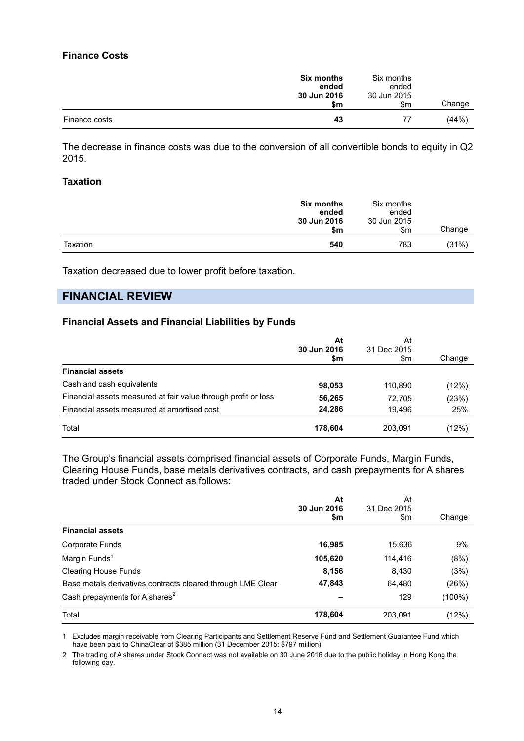### Finance Costs

| | **Six months ended 30 Jun 2016 $m** | Six months ended 30 Jun 2015 $m | Change |
|---|---|---|---|
| Finance costs | **43** | 77 | (44%) |

The decrease in finance costs was due to the conversion of all convertible bonds to equity in Q2 2015.

### Taxation

| | **Six months ended 30 Jun 2016 $m** | Six months ended 30 Jun 2015 $m | Change |
|---|---|---|---|
| Taxation | **540** | 783 | (31%) |

Taxation decreased due to lower profit before taxation.

## FINANCIAL REVIEW

### Financial Assets and Financial Liabilities by Funds

| | **At 30 Jun 2016 $m** | At 31 Dec 2015 $m | Change |
|---|---|---|---|
| **Financial assets** | | | |
| Cash and cash equivalents | **98,053** | 110,890 | (12%) |
| Financial assets measured at fair value through profit or loss | **56,265** | 72,705 | (23%) |
| Financial assets measured at amortised cost | **24,286** | 19,496 | 25% |
| Total | **178,604** | 203,091 | (12%) |

The Group's financial assets comprised financial assets of Corporate Funds, Margin Funds, Clearing House Funds, base metals derivatives contracts, and cash prepayments for A shares traded under Stock Connect as follows:

| | **At 30 Jun 2016 $m** | At 31 Dec 2015 $m | Change |
|---|---|---|---|
| **Financial assets** | | | |
| Corporate Funds | **16,985** | 15,636 | 9% |
| Margin Funds[1] | **105,620** | 114,416 | (8%) |
| Clearing House Funds | **8,156** | 8,430 | (3%) |
| Base metals derivatives contracts cleared through LME Clear | **47,843** | 64,480 | (26%) |
| Cash prepayments for A shares[2] | **–** | 129 | (100%) |
| Total | **178,604** | 203,091 | (12%) |

1 Excludes margin receivable from Clearing Participants and Settlement Reserve Fund and Settlement Guarantee Fund which have been paid to ChinaClear of $385 million (31 December 2015: $797 million)

2 The trading of A shares under Stock Connect was not available on 30 June 2016 due to the public holiday in Hong Kong the following day.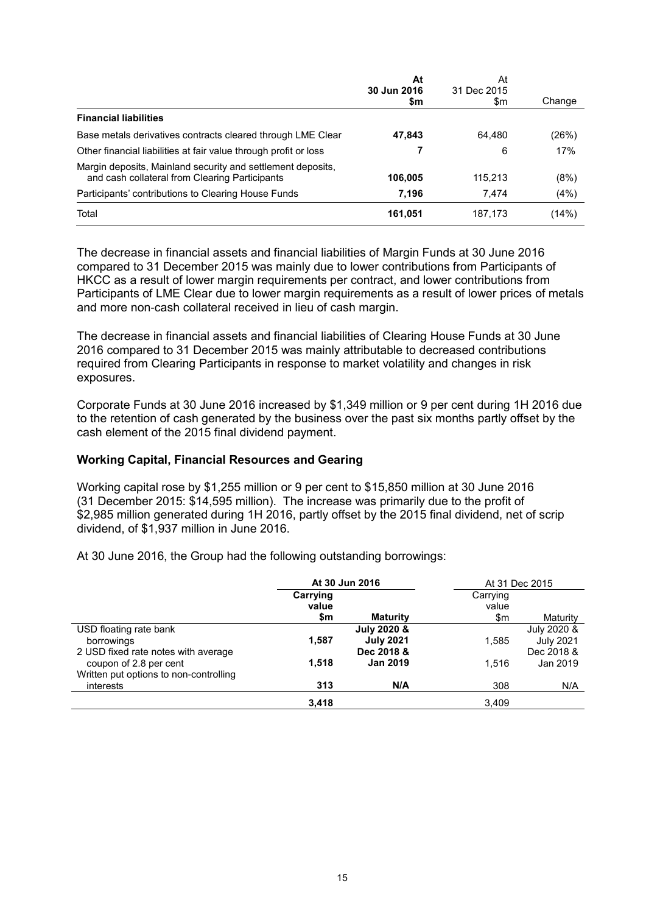|  | At 30 Jun 2016 $m | At 31 Dec 2015 $m | Change |
|---|---|---|---|
| **Financial liabilities** |  |  |  |
| Base metals derivatives contracts cleared through LME Clear | **47,843** | 64,480 | (26%) |
| Other financial liabilities at fair value through profit or loss | **7** | 6 | 17% |
| Margin deposits, Mainland security and settlement deposits, and cash collateral from Clearing Participants | **106,005** | 115,213 | (8%) |
| Participants' contributions to Clearing House Funds | **7,196** | 7,474 | (4%) |
| Total | **161,051** | 187,173 | (14%) |

The decrease in financial assets and financial liabilities of Margin Funds at 30 June 2016 compared to 31 December 2015 was mainly due to lower contributions from Participants of HKCC as a result of lower margin requirements per contract, and lower contributions from Participants of LME Clear due to lower margin requirements as a result of lower prices of metals and more non-cash collateral received in lieu of cash margin.

The decrease in financial assets and financial liabilities of Clearing House Funds at 30 June 2016 compared to 31 December 2015 was mainly attributable to decreased contributions required from Clearing Participants in response to market volatility and changes in risk exposures.

Corporate Funds at 30 June 2016 increased by $1,349 million or 9 per cent during 1H 2016 due to the retention of cash generated by the business over the past six months partly offset by the cash element of the 2015 final dividend payment.

### Working Capital, Financial Resources and Gearing

Working capital rose by $1,255 million or 9 per cent to $15,850 million at 30 June 2016 (31 December 2015: $14,595 million). The increase was primarily due to the profit of $2,985 million generated during 1H 2016, partly offset by the 2015 final dividend, net of scrip dividend, of $1,937 million in June 2016.

At 30 June 2016, the Group had the following outstanding borrowings:

|  | **At 30 Jun 2016** |  | At 31 Dec 2015 |  |
|---|---|---|---|---|
|  | **Carrying value $m** | **Maturity** | Carrying value $m | Maturity |
| USD floating rate bank borrowings | **1,587** | **July 2020 & July 2021** | 1,585 | July 2020 & July 2021 |
| 2 USD fixed rate notes with average coupon of 2.8 per cent | **1,518** | **Dec 2018 & Jan 2019** | 1,516 | Dec 2018 & Jan 2019 |
| Written put options to non-controlling interests | **313** | **N/A** | 308 | N/A |
|  | **3,418** |  | 3,409 |  |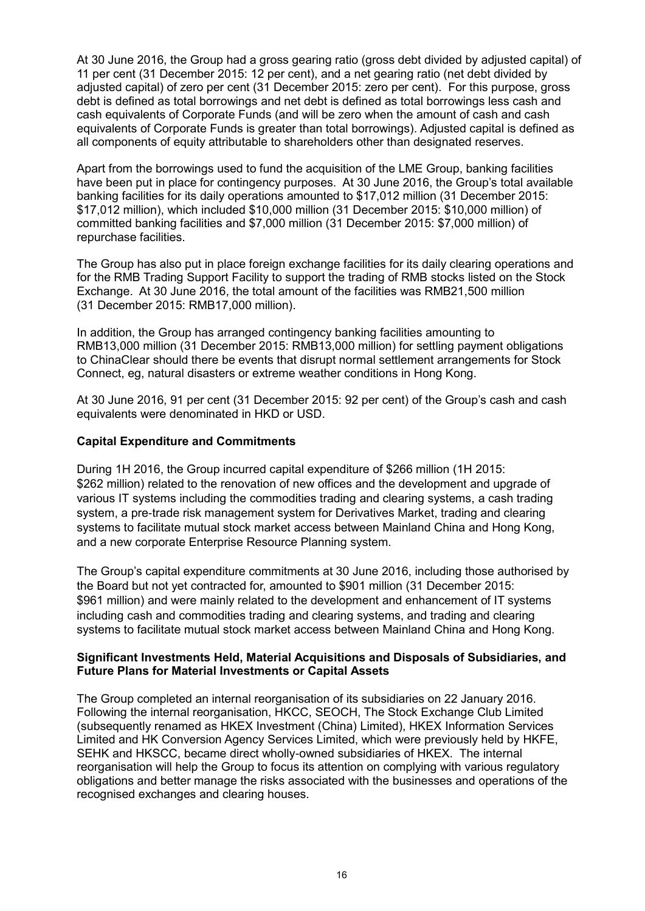At 30 June 2016, the Group had a gross gearing ratio (gross debt divided by adjusted capital) of 11 per cent (31 December 2015: 12 per cent), and a net gearing ratio (net debt divided by adjusted capital) of zero per cent (31 December 2015: zero per cent). For this purpose, gross debt is defined as total borrowings and net debt is defined as total borrowings less cash and cash equivalents of Corporate Funds (and will be zero when the amount of cash and cash equivalents of Corporate Funds is greater than total borrowings). Adjusted capital is defined as all components of equity attributable to shareholders other than designated reserves.

Apart from the borrowings used to fund the acquisition of the LME Group, banking facilities have been put in place for contingency purposes. At 30 June 2016, the Group's total available banking facilities for its daily operations amounted to $17,012 million (31 December 2015: $17,012 million), which included $10,000 million (31 December 2015: $10,000 million) of committed banking facilities and $7,000 million (31 December 2015: $7,000 million) of repurchase facilities.

The Group has also put in place foreign exchange facilities for its daily clearing operations and for the RMB Trading Support Facility to support the trading of RMB stocks listed on the Stock Exchange. At 30 June 2016, the total amount of the facilities was RMB21,500 million (31 December 2015: RMB17,000 million).

In addition, the Group has arranged contingency banking facilities amounting to RMB13,000 million (31 December 2015: RMB13,000 million) for settling payment obligations to ChinaClear should there be events that disrupt normal settlement arrangements for Stock Connect, eg, natural disasters or extreme weather conditions in Hong Kong.

At 30 June 2016, 91 per cent (31 December 2015: 92 per cent) of the Group's cash and cash equivalents were denominated in HKD or USD.

**Capital Expenditure and Commitments**

During 1H 2016, the Group incurred capital expenditure of $266 million (1H 2015: $262 million) related to the renovation of new offices and the development and upgrade of various IT systems including the commodities trading and clearing systems, a cash trading system, a pre-trade risk management system for Derivatives Market, trading and clearing systems to facilitate mutual stock market access between Mainland China and Hong Kong, and a new corporate Enterprise Resource Planning system.

The Group's capital expenditure commitments at 30 June 2016, including those authorised by the Board but not yet contracted for, amounted to $901 million (31 December 2015: $961 million) and were mainly related to the development and enhancement of IT systems including cash and commodities trading and clearing systems, and trading and clearing systems to facilitate mutual stock market access between Mainland China and Hong Kong.

**Significant Investments Held, Material Acquisitions and Disposals of Subsidiaries, and Future Plans for Material Investments or Capital Assets**

The Group completed an internal reorganisation of its subsidiaries on 22 January 2016. Following the internal reorganisation, HKCC, SEOCH, The Stock Exchange Club Limited (subsequently renamed as HKEX Investment (China) Limited), HKEX Information Services Limited and HK Conversion Agency Services Limited, which were previously held by HKFE, SEHK and HKSCC, became direct wholly-owned subsidiaries of HKEX. The internal reorganisation will help the Group to focus its attention on complying with various regulatory obligations and better manage the risks associated with the businesses and operations of the recognised exchanges and clearing houses.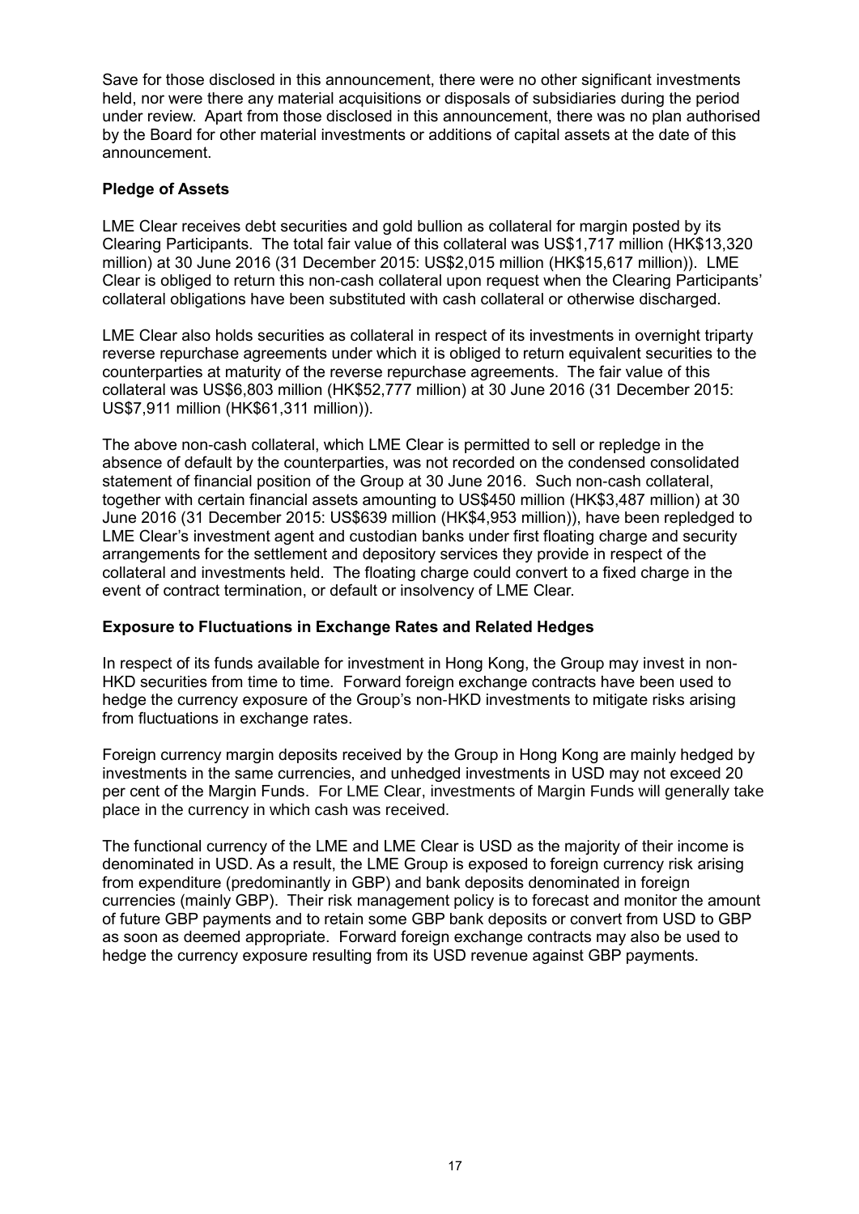Save for those disclosed in this announcement, there were no other significant investments held, nor were there any material acquisitions or disposals of subsidiaries during the period under review. Apart from those disclosed in this announcement, there was no plan authorised by the Board for other material investments or additions of capital assets at the date of this announcement.

**Pledge of Assets**

LME Clear receives debt securities and gold bullion as collateral for margin posted by its Clearing Participants. The total fair value of this collateral was US$1,717 million (HK$13,320 million) at 30 June 2016 (31 December 2015: US$2,015 million (HK$15,617 million)). LME Clear is obliged to return this non-cash collateral upon request when the Clearing Participants' collateral obligations have been substituted with cash collateral or otherwise discharged.

LME Clear also holds securities as collateral in respect of its investments in overnight triparty reverse repurchase agreements under which it is obliged to return equivalent securities to the counterparties at maturity of the reverse repurchase agreements. The fair value of this collateral was US$6,803 million (HK$52,777 million) at 30 June 2016 (31 December 2015: US$7,911 million (HK$61,311 million)).

The above non-cash collateral, which LME Clear is permitted to sell or repledge in the absence of default by the counterparties, was not recorded on the condensed consolidated statement of financial position of the Group at 30 June 2016. Such non-cash collateral, together with certain financial assets amounting to US$450 million (HK$3,487 million) at 30 June 2016 (31 December 2015: US$639 million (HK$4,953 million)), have been repledged to LME Clear's investment agent and custodian banks under first floating charge and security arrangements for the settlement and depository services they provide in respect of the collateral and investments held. The floating charge could convert to a fixed charge in the event of contract termination, or default or insolvency of LME Clear.

**Exposure to Fluctuations in Exchange Rates and Related Hedges**

In respect of its funds available for investment in Hong Kong, the Group may invest in non-HKD securities from time to time. Forward foreign exchange contracts have been used to hedge the currency exposure of the Group's non-HKD investments to mitigate risks arising from fluctuations in exchange rates.

Foreign currency margin deposits received by the Group in Hong Kong are mainly hedged by investments in the same currencies, and unhedged investments in USD may not exceed 20 per cent of the Margin Funds. For LME Clear, investments of Margin Funds will generally take place in the currency in which cash was received.

The functional currency of the LME and LME Clear is USD as the majority of their income is denominated in USD. As a result, the LME Group is exposed to foreign currency risk arising from expenditure (predominantly in GBP) and bank deposits denominated in foreign currencies (mainly GBP). Their risk management policy is to forecast and monitor the amount of future GBP payments and to retain some GBP bank deposits or convert from USD to GBP as soon as deemed appropriate. Forward foreign exchange contracts may also be used to hedge the currency exposure resulting from its USD revenue against GBP payments.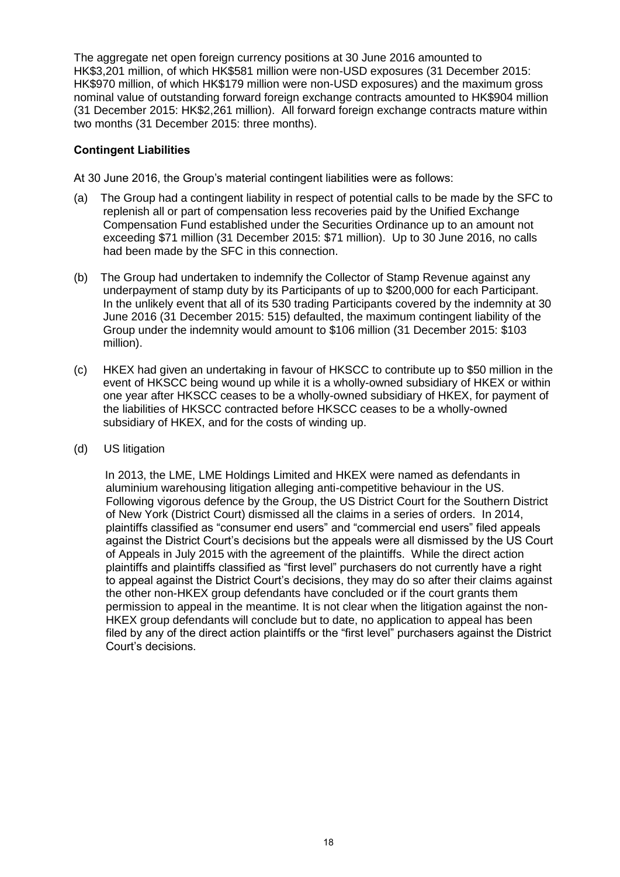The aggregate net open foreign currency positions at 30 June 2016 amounted to HK$3,201 million, of which HK$581 million were non-USD exposures (31 December 2015: HK$970 million, of which HK$179 million were non-USD exposures) and the maximum gross nominal value of outstanding forward foreign exchange contracts amounted to HK$904 million (31 December 2015: HK$2,261 million). All forward foreign exchange contracts mature within two months (31 December 2015: three months).

**Contingent Liabilities**

At 30 June 2016, the Group's material contingent liabilities were as follows:

(a) The Group had a contingent liability in respect of potential calls to be made by the SFC to replenish all or part of compensation less recoveries paid by the Unified Exchange Compensation Fund established under the Securities Ordinance up to an amount not exceeding $71 million (31 December 2015: $71 million). Up to 30 June 2016, no calls had been made by the SFC in this connection.

(b) The Group had undertaken to indemnify the Collector of Stamp Revenue against any underpayment of stamp duty by its Participants of up to $200,000 for each Participant. In the unlikely event that all of its 530 trading Participants covered by the indemnity at 30 June 2016 (31 December 2015: 515) defaulted, the maximum contingent liability of the Group under the indemnity would amount to $106 million (31 December 2015: $103 million).

(c) HKEX had given an undertaking in favour of HKSCC to contribute up to $50 million in the event of HKSCC being wound up while it is a wholly-owned subsidiary of HKEX or within one year after HKSCC ceases to be a wholly-owned subsidiary of HKEX, for payment of the liabilities of HKSCC contracted before HKSCC ceases to be a wholly-owned subsidiary of HKEX, and for the costs of winding up.

(d) US litigation

In 2013, the LME, LME Holdings Limited and HKEX were named as defendants in aluminium warehousing litigation alleging anti-competitive behaviour in the US. Following vigorous defence by the Group, the US District Court for the Southern District of New York (District Court) dismissed all the claims in a series of orders. In 2014, plaintiffs classified as "consumer end users" and "commercial end users" filed appeals against the District Court's decisions but the appeals were all dismissed by the US Court of Appeals in July 2015 with the agreement of the plaintiffs. While the direct action plaintiffs and plaintiffs classified as "first level" purchasers do not currently have a right to appeal against the District Court's decisions, they may do so after their claims against the other non-HKEX group defendants have concluded or if the court grants them permission to appeal in the meantime. It is not clear when the litigation against the non-HKEX group defendants will conclude but to date, no application to appeal has been filed by any of the direct action plaintiffs or the "first level" purchasers against the District Court's decisions.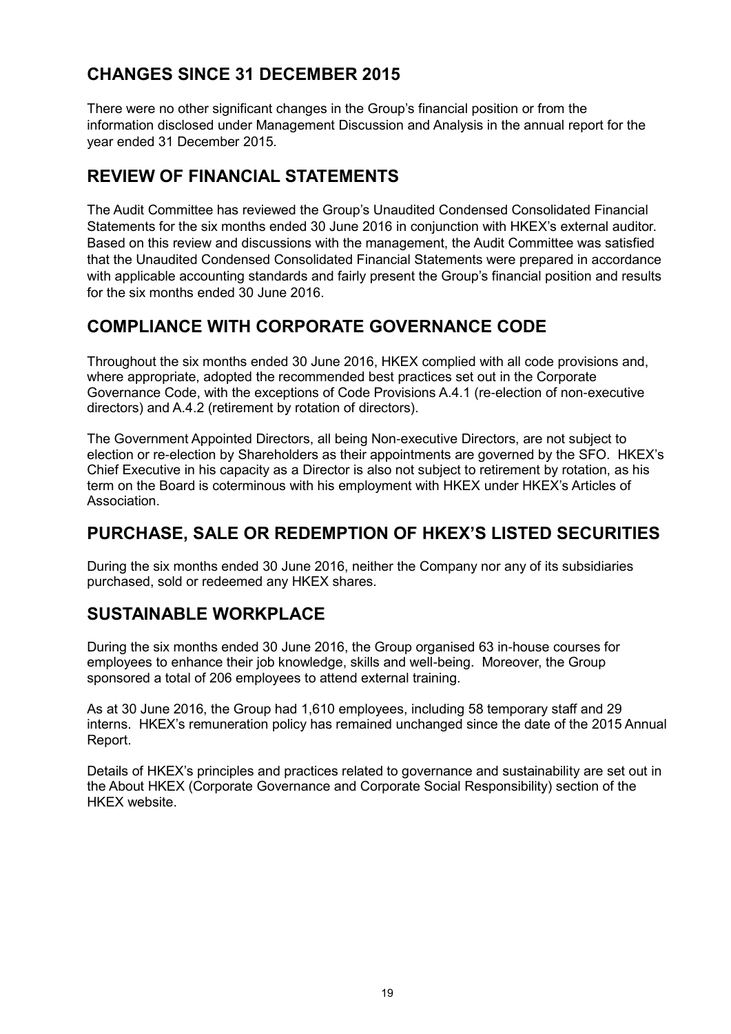## CHANGES SINCE 31 DECEMBER 2015

There were no other significant changes in the Group's financial position or from the information disclosed under Management Discussion and Analysis in the annual report for the year ended 31 December 2015.

## REVIEW OF FINANCIAL STATEMENTS

The Audit Committee has reviewed the Group's Unaudited Condensed Consolidated Financial Statements for the six months ended 30 June 2016 in conjunction with HKEX's external auditor. Based on this review and discussions with the management, the Audit Committee was satisfied that the Unaudited Condensed Consolidated Financial Statements were prepared in accordance with applicable accounting standards and fairly present the Group's financial position and results for the six months ended 30 June 2016.

## COMPLIANCE WITH CORPORATE GOVERNANCE CODE

Throughout the six months ended 30 June 2016, HKEX complied with all code provisions and, where appropriate, adopted the recommended best practices set out in the Corporate Governance Code, with the exceptions of Code Provisions A.4.1 (re-election of non-executive directors) and A.4.2 (retirement by rotation of directors).

The Government Appointed Directors, all being Non-executive Directors, are not subject to election or re-election by Shareholders as their appointments are governed by the SFO. HKEX's Chief Executive in his capacity as a Director is also not subject to retirement by rotation, as his term on the Board is coterminous with his employment with HKEX under HKEX's Articles of Association.

## PURCHASE, SALE OR REDEMPTION OF HKEX'S LISTED SECURITIES

During the six months ended 30 June 2016, neither the Company nor any of its subsidiaries purchased, sold or redeemed any HKEX shares.

## SUSTAINABLE WORKPLACE

During the six months ended 30 June 2016, the Group organised 63 in-house courses for employees to enhance their job knowledge, skills and well-being. Moreover, the Group sponsored a total of 206 employees to attend external training.

As at 30 June 2016, the Group had 1,610 employees, including 58 temporary staff and 29 interns. HKEX's remuneration policy has remained unchanged since the date of the 2015 Annual Report.

Details of HKEX's principles and practices related to governance and sustainability are set out in the About HKEX (Corporate Governance and Corporate Social Responsibility) section of the HKEX website.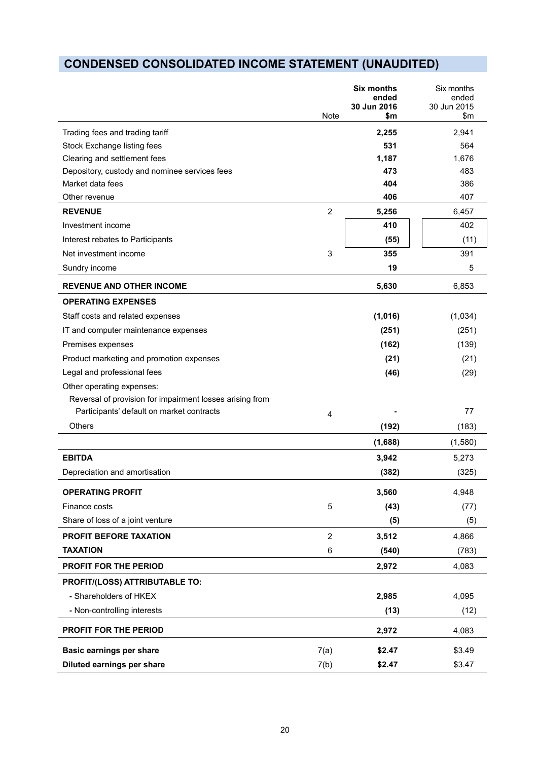# CONDENSED CONSOLIDATED INCOME STATEMENT (UNAUDITED)

| | Note | **Six months ended 30 Jun 2016 $m** | Six months ended 30 Jun 2015 $m |
|---|---|---|---|
| Trading fees and trading tariff | | **2,255** | 2,941 |
| Stock Exchange listing fees | | **531** | 564 |
| Clearing and settlement fees | | **1,187** | 1,676 |
| Depository, custody and nominee services fees | | **473** | 483 |
| Market data fees | | **404** | 386 |
| Other revenue | | **406** | 407 |
| **REVENUE** | 2 | **5,256** | 6,457 |
| Investment income | | **410** | 402 |
| Interest rebates to Participants | | **(55)** | (11) |
| Net investment income | 3 | **355** | 391 |
| Sundry income | | **19** | 5 |
| **REVENUE AND OTHER INCOME** | | **5,630** | 6,853 |
| **OPERATING EXPENSES** | | | |
| Staff costs and related expenses | | **(1,016)** | (1,034) |
| IT and computer maintenance expenses | | **(251)** | (251) |
| Premises expenses | | **(162)** | (139) |
| Product marketing and promotion expenses | | **(21)** | (21) |
| Legal and professional fees | | **(46)** | (29) |
| Other operating expenses: | | | |
| Reversal of provision for impairment losses arising from Participants' default on market contracts | 4 | **-** | 77 |
| Others | | **(192)** | (183) |
| | | **(1,688)** | (1,580) |
| **EBITDA** | | **3,942** | 5,273 |
| Depreciation and amortisation | | **(382)** | (325) |
| **OPERATING PROFIT** | | **3,560** | 4,948 |
| Finance costs | 5 | **(43)** | (77) |
| Share of loss of a joint venture | | **(5)** | (5) |
| **PROFIT BEFORE TAXATION** | 2 | **3,512** | 4,866 |
| **TAXATION** | 6 | **(540)** | (783) |
| **PROFIT FOR THE PERIOD** | | **2,972** | 4,083 |
| **PROFIT/(LOSS) ATTRIBUTABLE TO:** | | | |
| - Shareholders of HKEX | | **2,985** | 4,095 |
| - Non-controlling interests | | **(13)** | (12) |
| **PROFIT FOR THE PERIOD** | | **2,972** | 4,083 |
| **Basic earnings per share** | 7(a) | **$2.47** | $3.49 |
| **Diluted earnings per share** | 7(b) | **$2.47** | $3.47 |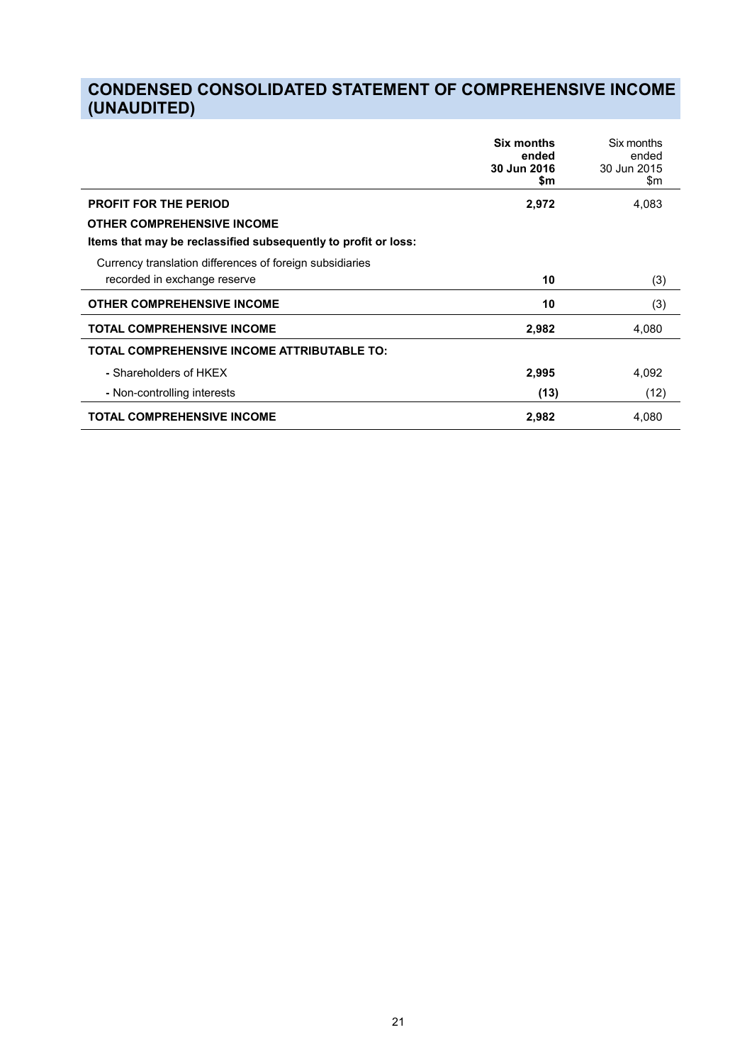# CONDENSED CONSOLIDATED STATEMENT OF COMPREHENSIVE INCOME (UNAUDITED)

| | **Six months ended 30 Jun 2016 $m** | Six months ended 30 Jun 2015 $m |
|---|---|---|
| **PROFIT FOR THE PERIOD** | **2,972** | 4,083 |
| **OTHER COMPREHENSIVE INCOME** | | |
| **Items that may be reclassified subsequently to profit or loss:** | | |
| Currency translation differences of foreign subsidiaries recorded in exchange reserve | **10** | (3) |
| **OTHER COMPREHENSIVE INCOME** | **10** | (3) |
| **TOTAL COMPREHENSIVE INCOME** | **2,982** | 4,080 |
| **TOTAL COMPREHENSIVE INCOME ATTRIBUTABLE TO:** | | |
| - Shareholders of HKEX | **2,995** | 4,092 |
| - Non-controlling interests | **(13)** | (12) |
| **TOTAL COMPREHENSIVE INCOME** | **2,982** | 4,080 |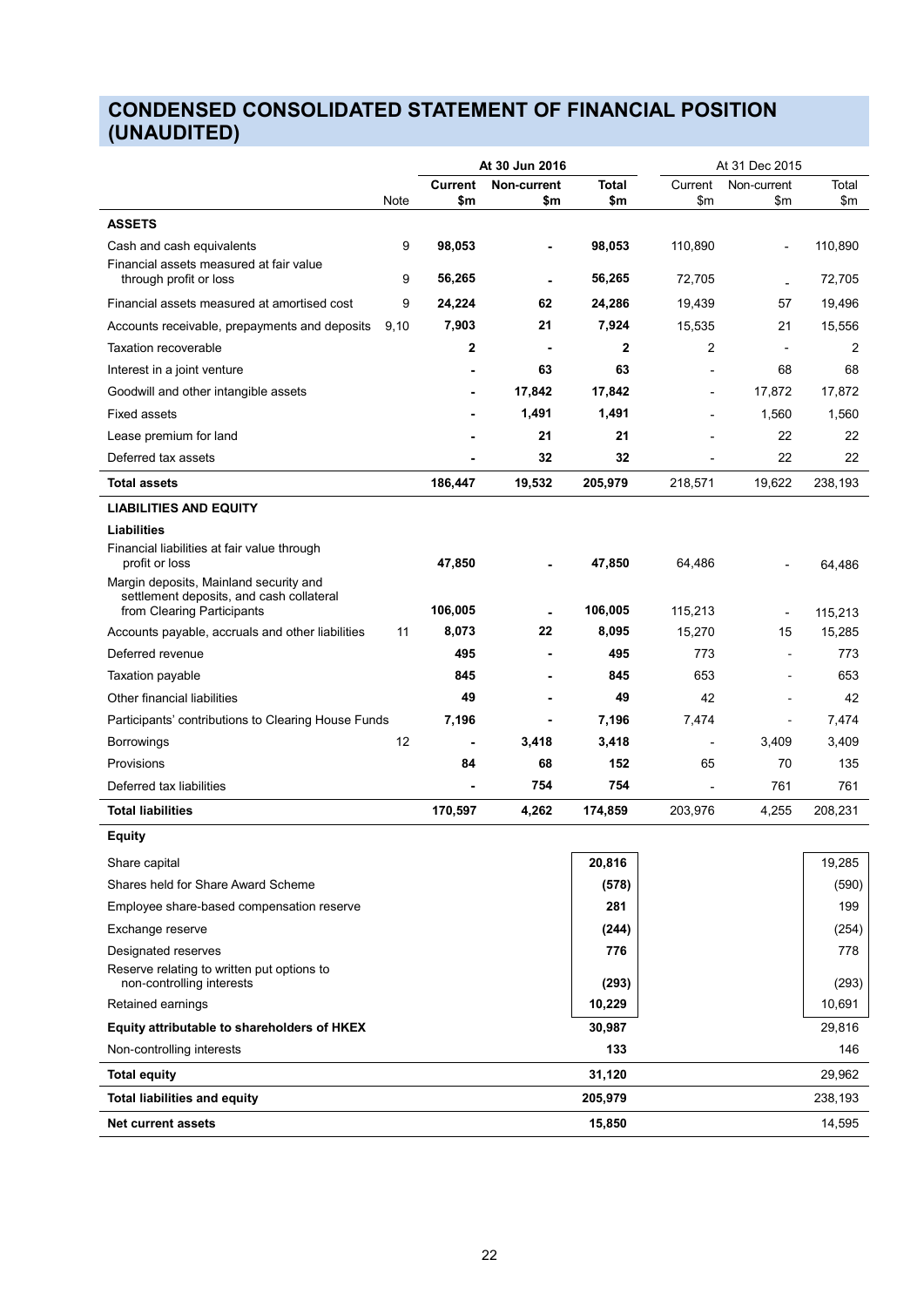# CONDENSED CONSOLIDATED STATEMENT OF FINANCIAL POSITION (UNAUDITED)

| | | At 30 Jun 2016 | | | At 31 Dec 2015 | | |
|---|---|---|---|---|---|---|---|
| | Note | **Current $m** | **Non-current $m** | **Total $m** | Current $m | Non-current $m | Total $m |
| **ASSETS** | | | | | | | |
| Cash and cash equivalents | 9 | **98,053** | **-** | **98,053** | 110,890 | - | 110,890 |
| Financial assets measured at fair value through profit or loss | 9 | **56,265** | **-** | **56,265** | 72,705 | - | 72,705 |
| Financial assets measured at amortised cost | 9 | **24,224** | **62** | **24,286** | 19,439 | 57 | 19,496 |
| Accounts receivable, prepayments and deposits | 9,10 | **7,903** | **21** | **7,924** | 15,535 | 21 | 15,556 |
| Taxation recoverable | | **2** | **-** | **2** | 2 | - | 2 |
| Interest in a joint venture | | **-** | **63** | **63** | - | 68 | 68 |
| Goodwill and other intangible assets | | **-** | **17,842** | **17,842** | - | 17,872 | 17,872 |
| Fixed assets | | **-** | **1,491** | **1,491** | - | 1,560 | 1,560 |
| Lease premium for land | | **-** | **21** | **21** | - | 22 | 22 |
| Deferred tax assets | | **-** | **32** | **32** | - | 22 | 22 |
| **Total assets** | | **186,447** | **19,532** | **205,979** | 218,571 | 19,622 | 238,193 |
| **LIABILITIES AND EQUITY** | | | | | | | |
| **Liabilities** | | | | | | | |
| Financial liabilities at fair value through profit or loss | | **47,850** | **-** | **47,850** | 64,486 | - | 64,486 |
| Margin deposits, Mainland security and settlement deposits, and cash collateral from Clearing Participants | | **106,005** | **-** | **106,005** | 115,213 | - | 115,213 |
| Accounts payable, accruals and other liabilities | 11 | **8,073** | **22** | **8,095** | 15,270 | 15 | 15,285 |
| Deferred revenue | | **495** | **-** | **495** | 773 | - | 773 |
| Taxation payable | | **845** | **-** | **845** | 653 | - | 653 |
| Other financial liabilities | | **49** | **-** | **49** | 42 | - | 42 |
| Participants' contributions to Clearing House Funds | | **7,196** | **-** | **7,196** | 7,474 | - | 7,474 |
| Borrowings | 12 | **-** | **3,418** | **3,418** | - | 3,409 | 3,409 |
| Provisions | | **84** | **68** | **152** | 65 | 70 | 135 |
| Deferred tax liabilities | | **-** | **754** | **754** | - | 761 | 761 |
| **Total liabilities** | | **170,597** | **4,262** | **174,859** | 203,976 | 4,255 | 208,231 |
| **Equity** | | | | | | | |
| Share capital | | | | **20,816** | | | 19,285 |
| Shares held for Share Award Scheme | | | | **(578)** | | | (590) |
| Employee share-based compensation reserve | | | | **281** | | | 199 |
| Exchange reserve | | | | **(244)** | | | (254) |
| Designated reserves | | | | **776** | | | 778 |
| Reserve relating to written put options to non-controlling interests | | | | **(293)** | | | (293) |
| Retained earnings | | | | **10,229** | | | 10,691 |
| **Equity attributable to shareholders of HKEX** | | | | **30,987** | | | 29,816 |
| Non-controlling interests | | | | **133** | | | 146 |
| **Total equity** | | | | **31,120** | | | 29,962 |
| **Total liabilities and equity** | | | | **205,979** | | | 238,193 |
| **Net current assets** | | | | **15,850** | | | 14,595 |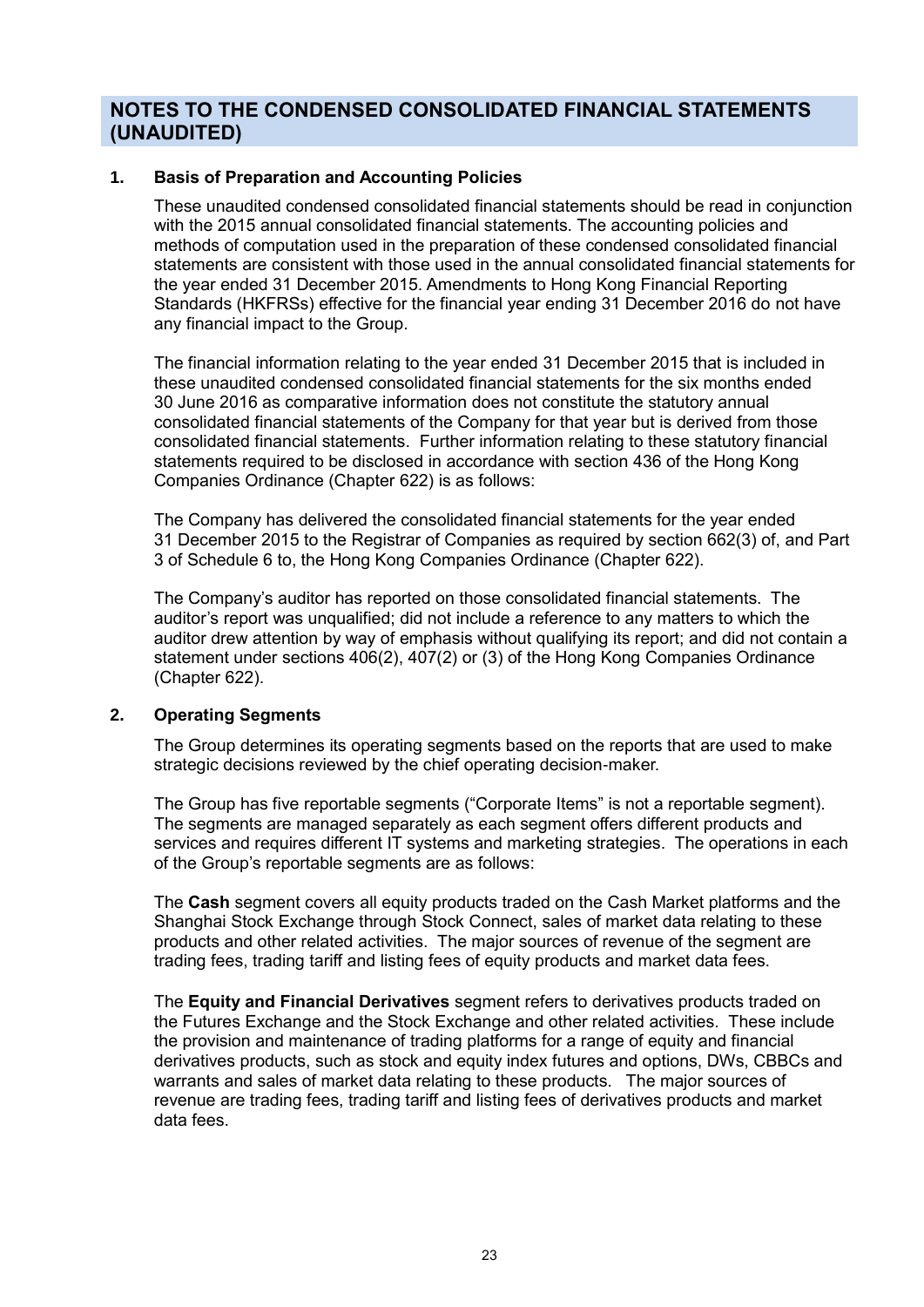# NOTES TO THE CONDENSED CONSOLIDATED FINANCIAL STATEMENTS (UNAUDITED)

## 1. Basis of Preparation and Accounting Policies

These unaudited condensed consolidated financial statements should be read in conjunction with the 2015 annual consolidated financial statements. The accounting policies and methods of computation used in the preparation of these condensed consolidated financial statements are consistent with those used in the annual consolidated financial statements for the year ended 31 December 2015. Amendments to Hong Kong Financial Reporting Standards (HKFRSs) effective for the financial year ending 31 December 2016 do not have any financial impact to the Group.

The financial information relating to the year ended 31 December 2015 that is included in these unaudited condensed consolidated financial statements for the six months ended 30 June 2016 as comparative information does not constitute the statutory annual consolidated financial statements of the Company for that year but is derived from those consolidated financial statements. Further information relating to these statutory financial statements required to be disclosed in accordance with section 436 of the Hong Kong Companies Ordinance (Chapter 622) is as follows:

The Company has delivered the consolidated financial statements for the year ended 31 December 2015 to the Registrar of Companies as required by section 662(3) of, and Part 3 of Schedule 6 to, the Hong Kong Companies Ordinance (Chapter 622).

The Company's auditor has reported on those consolidated financial statements. The auditor's report was unqualified; did not include a reference to any matters to which the auditor drew attention by way of emphasis without qualifying its report; and did not contain a statement under sections 406(2), 407(2) or (3) of the Hong Kong Companies Ordinance (Chapter 622).

## 2. Operating Segments

The Group determines its operating segments based on the reports that are used to make strategic decisions reviewed by the chief operating decision-maker.

The Group has five reportable segments ("Corporate Items" is not a reportable segment). The segments are managed separately as each segment offers different products and services and requires different IT systems and marketing strategies. The operations in each of the Group's reportable segments are as follows:

The **Cash** segment covers all equity products traded on the Cash Market platforms and the Shanghai Stock Exchange through Stock Connect, sales of market data relating to these products and other related activities. The major sources of revenue of the segment are trading fees, trading tariff and listing fees of equity products and market data fees.

The **Equity and Financial Derivatives** segment refers to derivatives products traded on the Futures Exchange and the Stock Exchange and other related activities. These include the provision and maintenance of trading platforms for a range of equity and financial derivatives products, such as stock and equity index futures and options, DWs, CBBCs and warrants and sales of market data relating to these products. The major sources of revenue are trading fees, trading tariff and listing fees of derivatives products and market data fees.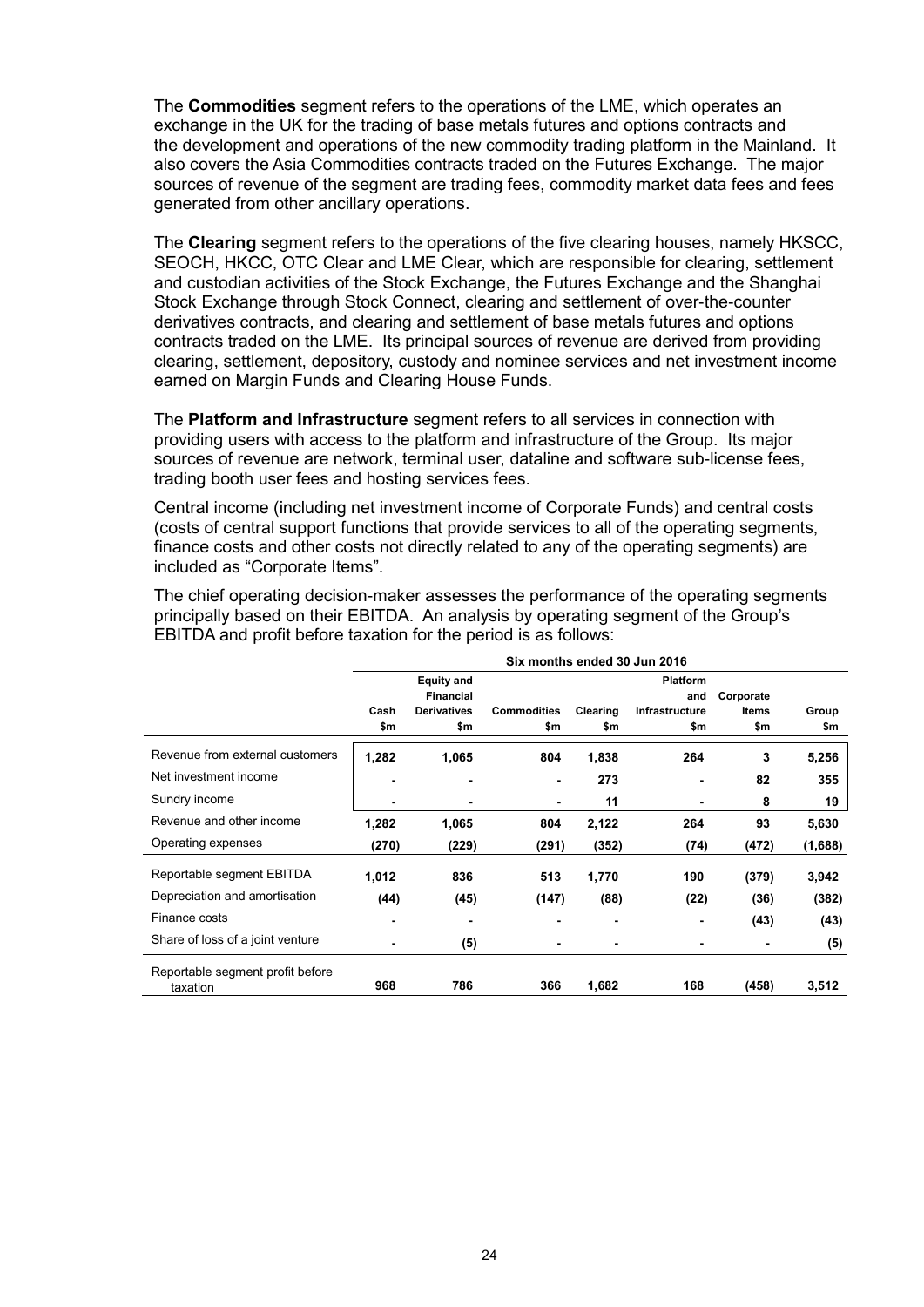The **Commodities** segment refers to the operations of the LME, which operates an exchange in the UK for the trading of base metals futures and options contracts and the development and operations of the new commodity trading platform in the Mainland. It also covers the Asia Commodities contracts traded on the Futures Exchange. The major sources of revenue of the segment are trading fees, commodity market data fees and fees generated from other ancillary operations.

The **Clearing** segment refers to the operations of the five clearing houses, namely HKSCC, SEOCH, HKCC, OTC Clear and LME Clear, which are responsible for clearing, settlement and custodian activities of the Stock Exchange, the Futures Exchange and the Shanghai Stock Exchange through Stock Connect, clearing and settlement of over-the-counter derivatives contracts, and clearing and settlement of base metals futures and options contracts traded on the LME. Its principal sources of revenue are derived from providing clearing, settlement, depository, custody and nominee services and net investment income earned on Margin Funds and Clearing House Funds.

The **Platform and Infrastructure** segment refers to all services in connection with providing users with access to the platform and infrastructure of the Group. Its major sources of revenue are network, terminal user, dataline and software sub-license fees, trading booth user fees and hosting services fees.

Central income (including net investment income of Corporate Funds) and central costs (costs of central support functions that provide services to all of the operating segments, finance costs and other costs not directly related to any of the operating segments) are included as "Corporate Items".

The chief operating decision-maker assesses the performance of the operating segments principally based on their EBITDA. An analysis by operating segment of the Group's EBITDA and profit before taxation for the period is as follows:

| | Six months ended 30 Jun 2016 | | | | | | |
|---|---|---|---|---|---|---|---|
| | Cash | Equity and Financial Derivatives | Commodities | Clearing | Platform and Infrastructure | Corporate Items | Group |
| | $m | $m | $m | $m | $m | $m | $m |
| Revenue from external customers | 1,282 | 1,065 | 804 | 1,838 | 264 | 3 | 5,256 |
| Net investment income | - | - | - | 273 | - | 82 | 355 |
| Sundry income | - | - | - | 11 | - | 8 | 19 |
| Revenue and other income | 1,282 | 1,065 | 804 | 2,122 | 264 | 93 | 5,630 |
| Operating expenses | (270) | (229) | (291) | (352) | (74) | (472) | (1,688) |
| Reportable segment EBITDA | 1,012 | 836 | 513 | 1,770 | 190 | (379) | 3,942 |
| Depreciation and amortisation | (44) | (45) | (147) | (88) | (22) | (36) | (382) |
| Finance costs | - | - | - | - | - | (43) | (43) |
| Share of loss of a joint venture | - | (5) | - | - | - | - | (5) |
| Reportable segment profit before taxation | 968 | 786 | 366 | 1,682 | 168 | (458) | 3,512 |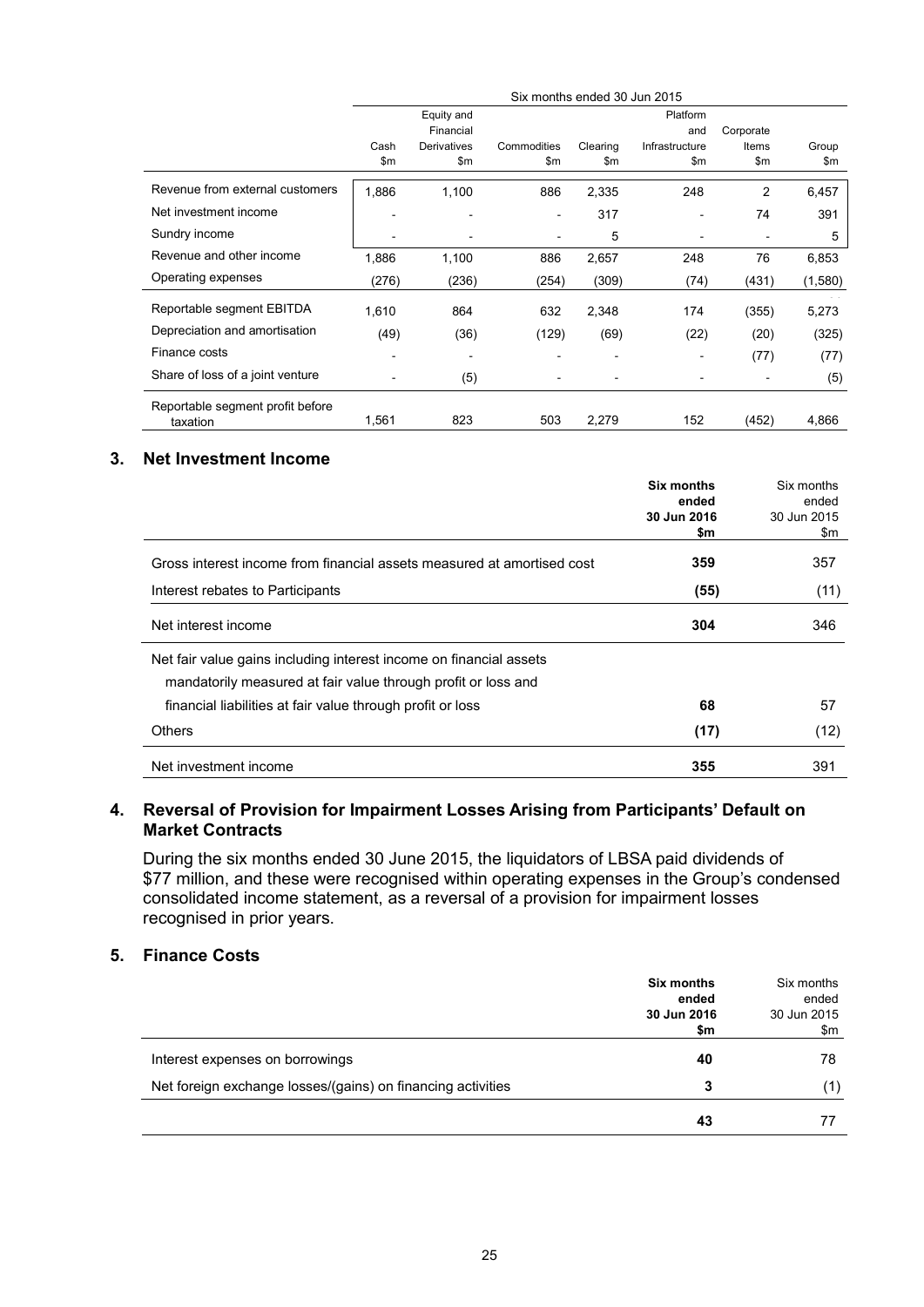| | Six months ended 30 Jun 2015 | | | | | | |
|---|---|---|---|---|---|---|---|
| | Cash $m | Equity and Financial Derivatives $m | Commodities $m | Clearing $m | Platform and Infrastructure $m | Corporate Items $m | Group $m |
| Revenue from external customers | 1,886 | 1,100 | 886 | 2,335 | 248 | 2 | 6,457 |
| Net investment income | - | - | - | 317 | - | 74 | 391 |
| Sundry income | - | - | - | 5 | - | - | 5 |
| Revenue and other income | 1,886 | 1,100 | 886 | 2,657 | 248 | 76 | 6,853 |
| Operating expenses | (276) | (236) | (254) | (309) | (74) | (431) | (1,580) |
| Reportable segment EBITDA | 1,610 | 864 | 632 | 2,348 | 174 | (355) | 5,273 |
| Depreciation and amortisation | (49) | (36) | (129) | (69) | (22) | (20) | (325) |
| Finance costs | - | - | - | - | - | (77) | (77) |
| Share of loss of a joint venture | - | (5) | - | - | - | - | (5) |
| Reportable segment profit before taxation | 1,561 | 823 | 503 | 2,279 | 152 | (452) | 4,866 |

## 3. Net Investment Income

| | **Six months ended 30 Jun 2016 $m** | Six months ended 30 Jun 2015 $m |
|---|---|---|
| Gross interest income from financial assets measured at amortised cost | **359** | 357 |
| Interest rebates to Participants | **(55)** | (11) |
| Net interest income | **304** | 346 |
| Net fair value gains including interest income on financial assets mandatorily measured at fair value through profit or loss and financial liabilities at fair value through profit or loss | **68** | 57 |
| Others | **(17)** | (12) |
| Net investment income | **355** | 391 |

## 4. Reversal of Provision for Impairment Losses Arising from Participants' Default on Market Contracts

During the six months ended 30 June 2015, the liquidators of LBSA paid dividends of $77 million, and these were recognised within operating expenses in the Group's condensed consolidated income statement, as a reversal of a provision for impairment losses recognised in prior years.

## 5. Finance Costs

| | **Six months ended 30 Jun 2016 $m** | Six months ended 30 Jun 2015 $m |
|---|---|---|
| Interest expenses on borrowings | **40** | 78 |
| Net foreign exchange losses/(gains) on financing activities | **3** | (1) |
| | **43** | 77 |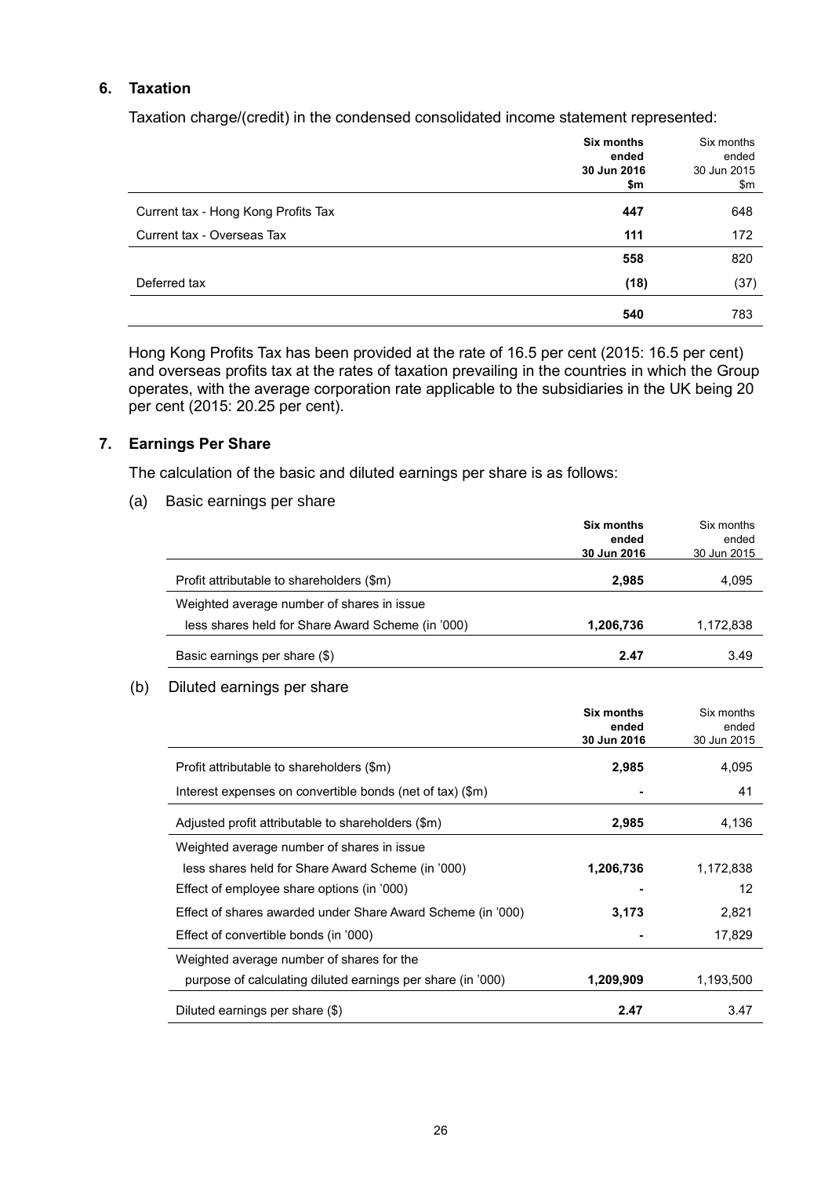## 6. Taxation

Taxation charge/(credit) in the condensed consolidated income statement represented:

| | **Six months ended 30 Jun 2016 \$m** | Six months ended 30 Jun 2015 \$m |
|---|---|---|
| Current tax - Hong Kong Profits Tax | **447** | 648 |
| Current tax - Overseas Tax | **111** | 172 |
| | **558** | 820 |
| Deferred tax | **(18)** | (37) |
| | **540** | 783 |

Hong Kong Profits Tax has been provided at the rate of 16.5 per cent (2015: 16.5 per cent) and overseas profits tax at the rates of taxation prevailing in the countries in which the Group operates, with the average corporation rate applicable to the subsidiaries in the UK being 20 per cent (2015: 20.25 per cent).

## 7. Earnings Per Share

The calculation of the basic and diluted earnings per share is as follows:

(a) Basic earnings per share

| | **Six months ended 30 Jun 2016** | Six months ended 30 Jun 2015 |
|---|---|---|
| Profit attributable to shareholders (\$m) | **2,985** | 4,095 |
| Weighted average number of shares in issue less shares held for Share Award Scheme (in ’000) | **1,206,736** | 1,172,838 |
| Basic earnings per share (\$) | **2.47** | 3.49 |

(b) Diluted earnings per share

| | **Six months ended 30 Jun 2016** | Six months ended 30 Jun 2015 |
|---|---|---|
| Profit attributable to shareholders (\$m) | **2,985** | 4,095 |
| Interest expenses on convertible bonds (net of tax) (\$m) | **-** | 41 |
| Adjusted profit attributable to shareholders (\$m) | **2,985** | 4,136 |
| Weighted average number of shares in issue less shares held for Share Award Scheme (in ’000) | **1,206,736** | 1,172,838 |
| Effect of employee share options (in ’000) | **-** | 12 |
| Effect of shares awarded under Share Award Scheme (in ’000) | **3,173** | 2,821 |
| Effect of convertible bonds (in ’000) | **-** | 17,829 |
| Weighted average number of shares for the purpose of calculating diluted earnings per share (in ’000) | **1,209,909** | 1,193,500 |
| Diluted earnings per share (\$) | **2.47** | 3.47 |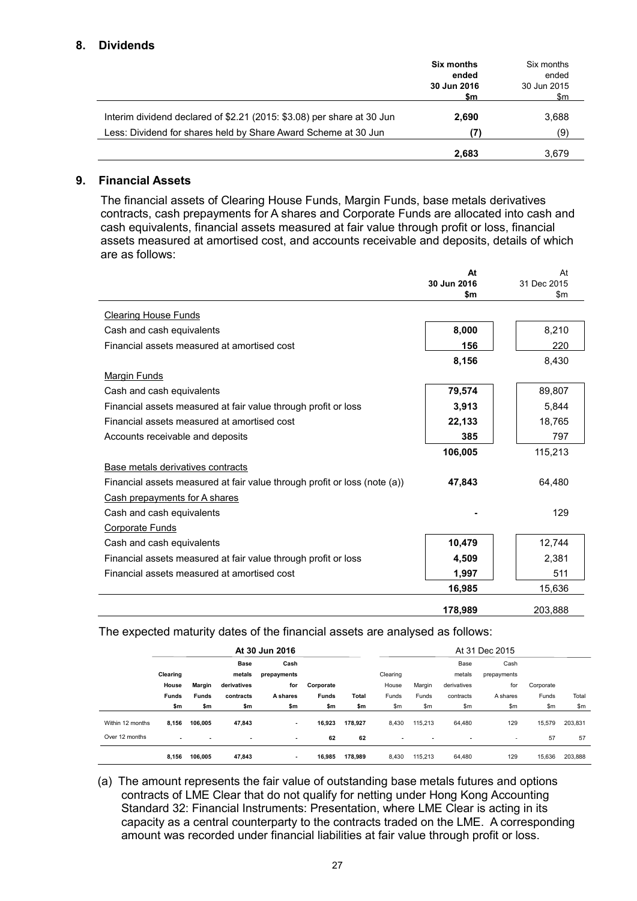## 8. Dividends

| | Six months ended 30 Jun 2016 $m | Six months ended 30 Jun 2015 $m |
|---|---|---|
| Interim dividend declared of $2.21 (2015: $3.08) per share at 30 Jun | **2,690** | 3,688 |
| Less: Dividend for shares held by Share Award Scheme at 30 Jun | **(7)** | (9) |
| | **2,683** | 3,679 |

## 9. Financial Assets

The financial assets of Clearing House Funds, Margin Funds, base metals derivatives contracts, cash prepayments for A shares and Corporate Funds are allocated into cash and cash equivalents, financial assets measured at fair value through profit or loss, financial assets measured at amortised cost, and accounts receivable and deposits, details of which are as follows:

| | At 30 Jun 2016 $m | At 31 Dec 2015 $m |
|---|---|---|
| Clearing House Funds | | |
| Cash and cash equivalents | **8,000** | 8,210 |
| Financial assets measured at amortised cost | **156** | 220 |
| | **8,156** | 8,430 |
| Margin Funds | | |
| Cash and cash equivalents | **79,574** | 89,807 |
| Financial assets measured at fair value through profit or loss | **3,913** | 5,844 |
| Financial assets measured at amortised cost | **22,133** | 18,765 |
| Accounts receivable and deposits | **385** | 797 |
| | **106,005** | 115,213 |
| Base metals derivatives contracts | | |
| Financial assets measured at fair value through profit or loss (note (a)) | **47,843** | 64,480 |
| Cash prepayments for A shares | | |
| Cash and cash equivalents | **-** | 129 |
| Corporate Funds | | |
| Cash and cash equivalents | **10,479** | 12,744 |
| Financial assets measured at fair value through profit or loss | **4,509** | 2,381 |
| Financial assets measured at amortised cost | **1,997** | 511 |
| | **16,985** | 15,636 |
| | **178,989** | 203,888 |

The expected maturity dates of the financial assets are analysed as follows:

| | At 30 Jun 2016 | | | | | | At 31 Dec 2015 | | | | | |
|---|---|---|---|---|---|---|---|---|---|---|---|---|
| | Clearing House Funds $m | Margin Funds $m | Base metals derivatives contracts $m | Cash prepayments for A shares $m | Corporate Funds $m | Total $m | Clearing House Funds $m | Margin Funds $m | Base metals derivatives contracts $m | Cash prepayments for A shares $m | Corporate Funds $m | Total $m |
| Within 12 months | **8,156** | **106,005** | **47,843** | **-** | **16,923** | **178,927** | 8,430 | 115,213 | 64,480 | 129 | 15,579 | 203,831 |
| Over 12 months | **-** | **-** | **-** | **-** | **62** | **62** | - | - | - | - | 57 | 57 |
| | **8,156** | **106,005** | **47,843** | **-** | **16,985** | **178,989** | 8,430 | 115,213 | 64,480 | 129 | 15,636 | 203,888 |

(a) The amount represents the fair value of outstanding base metals futures and options contracts of LME Clear that do not qualify for netting under Hong Kong Accounting Standard 32: Financial Instruments: Presentation, where LME Clear is acting in its capacity as a central counterparty to the contracts traded on the LME. A corresponding amount was recorded under financial liabilities at fair value through profit or loss.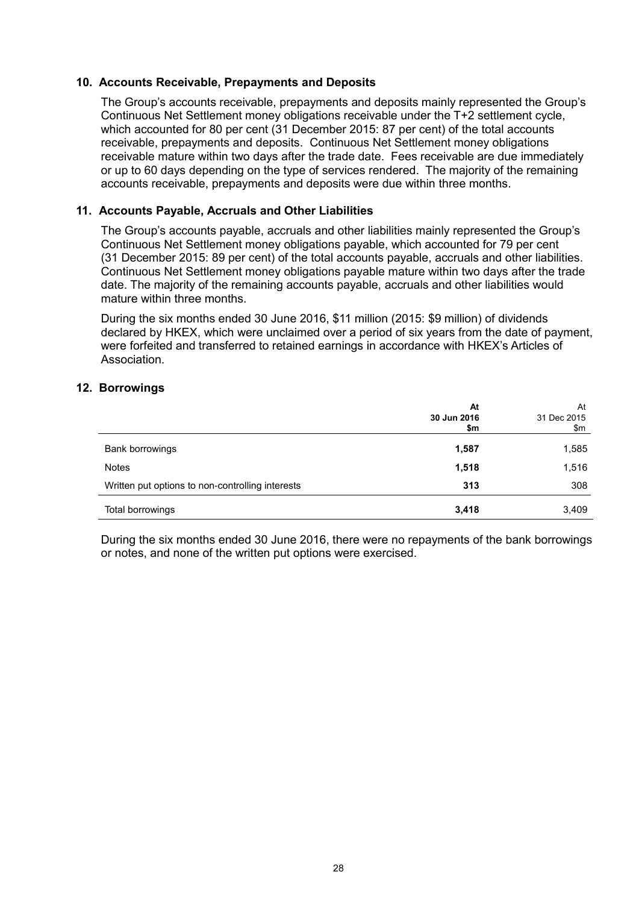## 10. Accounts Receivable, Prepayments and Deposits

The Group's accounts receivable, prepayments and deposits mainly represented the Group's Continuous Net Settlement money obligations receivable under the T+2 settlement cycle, which accounted for 80 per cent (31 December 2015: 87 per cent) of the total accounts receivable, prepayments and deposits. Continuous Net Settlement money obligations receivable mature within two days after the trade date. Fees receivable are due immediately or up to 60 days depending on the type of services rendered. The majority of the remaining accounts receivable, prepayments and deposits were due within three months.

## 11. Accounts Payable, Accruals and Other Liabilities

The Group's accounts payable, accruals and other liabilities mainly represented the Group's Continuous Net Settlement money obligations payable, which accounted for 79 per cent (31 December 2015: 89 per cent) of the total accounts payable, accruals and other liabilities. Continuous Net Settlement money obligations payable mature within two days after the trade date. The majority of the remaining accounts payable, accruals and other liabilities would mature within three months.

During the six months ended 30 June 2016, $11 million (2015: $9 million) of dividends declared by HKEX, which were unclaimed over a period of six years from the date of payment, were forfeited and transferred to retained earnings in accordance with HKEX's Articles of Association.

## 12. Borrowings

| | **At 30 Jun 2016 $m** | At 31 Dec 2015 $m |
|---|---|---|
| Bank borrowings | **1,587** | 1,585 |
| Notes | **1,518** | 1,516 |
| Written put options to non-controlling interests | **313** | 308 |
| Total borrowings | **3,418** | 3,409 |

During the six months ended 30 June 2016, there were no repayments of the bank borrowings or notes, and none of the written put options were exercised.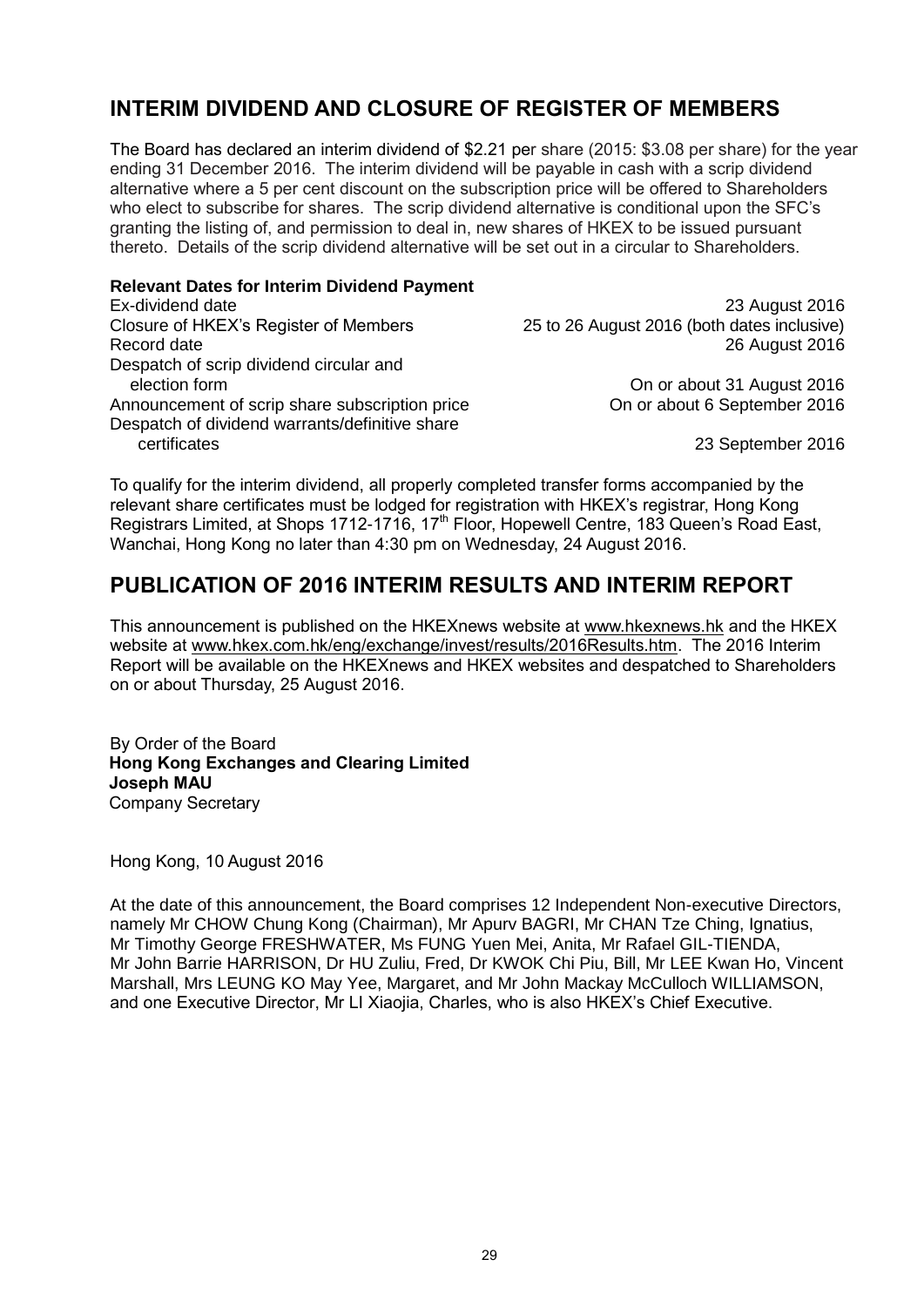## INTERIM DIVIDEND AND CLOSURE OF REGISTER OF MEMBERS

The Board has declared an interim dividend of $2.21 per share (2015: $3.08 per share) for the year ending 31 December 2016. The interim dividend will be payable in cash with a scrip dividend alternative where a 5 per cent discount on the subscription price will be offered to Shareholders who elect to subscribe for shares. The scrip dividend alternative is conditional upon the SFC's granting the listing of, and permission to deal in, new shares of HKEX to be issued pursuant thereto. Details of the scrip dividend alternative will be set out in a circular to Shareholders.

**Relevant Dates for Interim Dividend Payment**

| | |
|---|---|
| Ex-dividend date | 23 August 2016 |
| Closure of HKEX's Register of Members | 25 to 26 August 2016 (both dates inclusive) |
| Record date | 26 August 2016 |
| Despatch of scrip dividend circular and election form | On or about 31 August 2016 |
| Announcement of scrip share subscription price | On or about 6 September 2016 |
| Despatch of dividend warrants/definitive share certificates | 23 September 2016 |

To qualify for the interim dividend, all properly completed transfer forms accompanied by the relevant share certificates must be lodged for registration with HKEX's registrar, Hong Kong Registrars Limited, at Shops 1712-1716, 17th Floor, Hopewell Centre, 183 Queen's Road East, Wanchai, Hong Kong no later than 4:30 pm on Wednesday, 24 August 2016.

## PUBLICATION OF 2016 INTERIM RESULTS AND INTERIM REPORT

This announcement is published on the HKEXnews website at www.hkexnews.hk and the HKEX website at www.hkex.com.hk/eng/exchange/invest/results/2016Results.htm. The 2016 Interim Report will be available on the HKEXnews and HKEX websites and despatched to Shareholders on or about Thursday, 25 August 2016.

By Order of the Board
**Hong Kong Exchanges and Clearing Limited**
**Joseph MAU**
Company Secretary

Hong Kong, 10 August 2016

At the date of this announcement, the Board comprises 12 Independent Non-executive Directors, namely Mr CHOW Chung Kong (Chairman), Mr Apurv BAGRI, Mr CHAN Tze Ching, Ignatius, Mr Timothy George FRESHWATER, Ms FUNG Yuen Mei, Anita, Mr Rafael GIL-TIENDA, Mr John Barrie HARRISON, Dr HU Zuliu, Fred, Dr KWOK Chi Piu, Bill, Mr LEE Kwan Ho, Vincent Marshall, Mrs LEUNG KO May Yee, Margaret, and Mr John Mackay McCulloch WILLIAMSON, and one Executive Director, Mr LI Xiaojia, Charles, who is also HKEX's Chief Executive.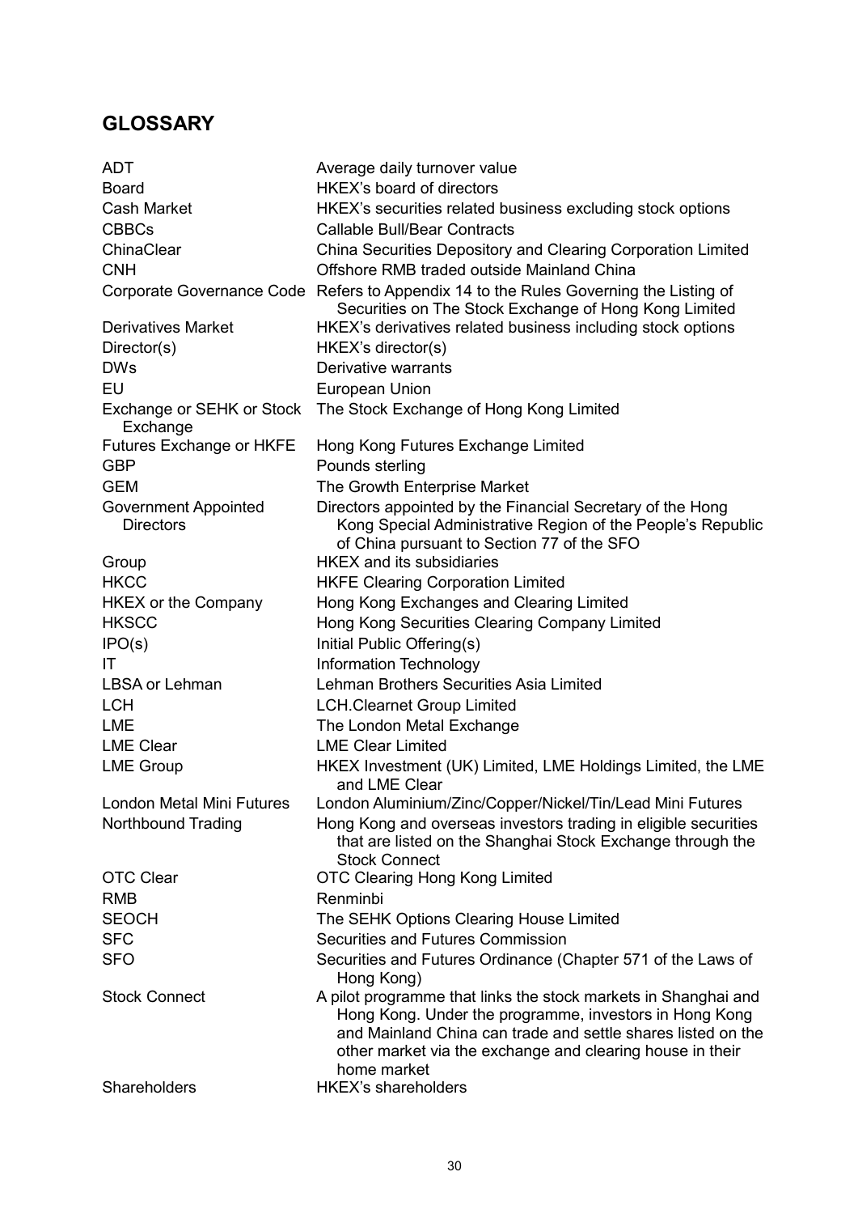## GLOSSARY

| | |
|---|---|
| ADT | Average daily turnover value |
| Board | HKEX's board of directors |
| Cash Market | HKEX's securities related business excluding stock options |
| CBBCs | Callable Bull/Bear Contracts |
| ChinaClear | China Securities Depository and Clearing Corporation Limited |
| CNH | Offshore RMB traded outside Mainland China |
| Corporate Governance Code | Refers to Appendix 14 to the Rules Governing the Listing of Securities on The Stock Exchange of Hong Kong Limited |
| Derivatives Market | HKEX's derivatives related business including stock options |
| Director(s) | HKEX's director(s) |
| DWs | Derivative warrants |
| EU | European Union |
| Exchange or SEHK or Stock Exchange | The Stock Exchange of Hong Kong Limited |
| Futures Exchange or HKFE | Hong Kong Futures Exchange Limited |
| GBP | Pounds sterling |
| GEM | The Growth Enterprise Market |
| Government Appointed Directors | Directors appointed by the Financial Secretary of the Hong Kong Special Administrative Region of the People's Republic of China pursuant to Section 77 of the SFO |
| Group | HKEX and its subsidiaries |
| HKCC | HKFE Clearing Corporation Limited |
| HKEX or the Company | Hong Kong Exchanges and Clearing Limited |
| HKSCC | Hong Kong Securities Clearing Company Limited |
| IPO(s) | Initial Public Offering(s) |
| IT | Information Technology |
| LBSA or Lehman | Lehman Brothers Securities Asia Limited |
| LCH | LCH.Clearnet Group Limited |
| LME | The London Metal Exchange |
| LME Clear | LME Clear Limited |
| LME Group | HKEX Investment (UK) Limited, LME Holdings Limited, the LME and LME Clear |
| London Metal Mini Futures | London Aluminium/Zinc/Copper/Nickel/Tin/Lead Mini Futures |
| Northbound Trading | Hong Kong and overseas investors trading in eligible securities that are listed on the Shanghai Stock Exchange through the Stock Connect |
| OTC Clear | OTC Clearing Hong Kong Limited |
| RMB | Renminbi |
| SEOCH | The SEHK Options Clearing House Limited |
| SFC | Securities and Futures Commission |
| SFO | Securities and Futures Ordinance (Chapter 571 of the Laws of Hong Kong) |
| Stock Connect | A pilot programme that links the stock markets in Shanghai and Hong Kong. Under the programme, investors in Hong Kong and Mainland China can trade and settle shares listed on the other market via the exchange and clearing house in their home market |
| Shareholders | HKEX's shareholders |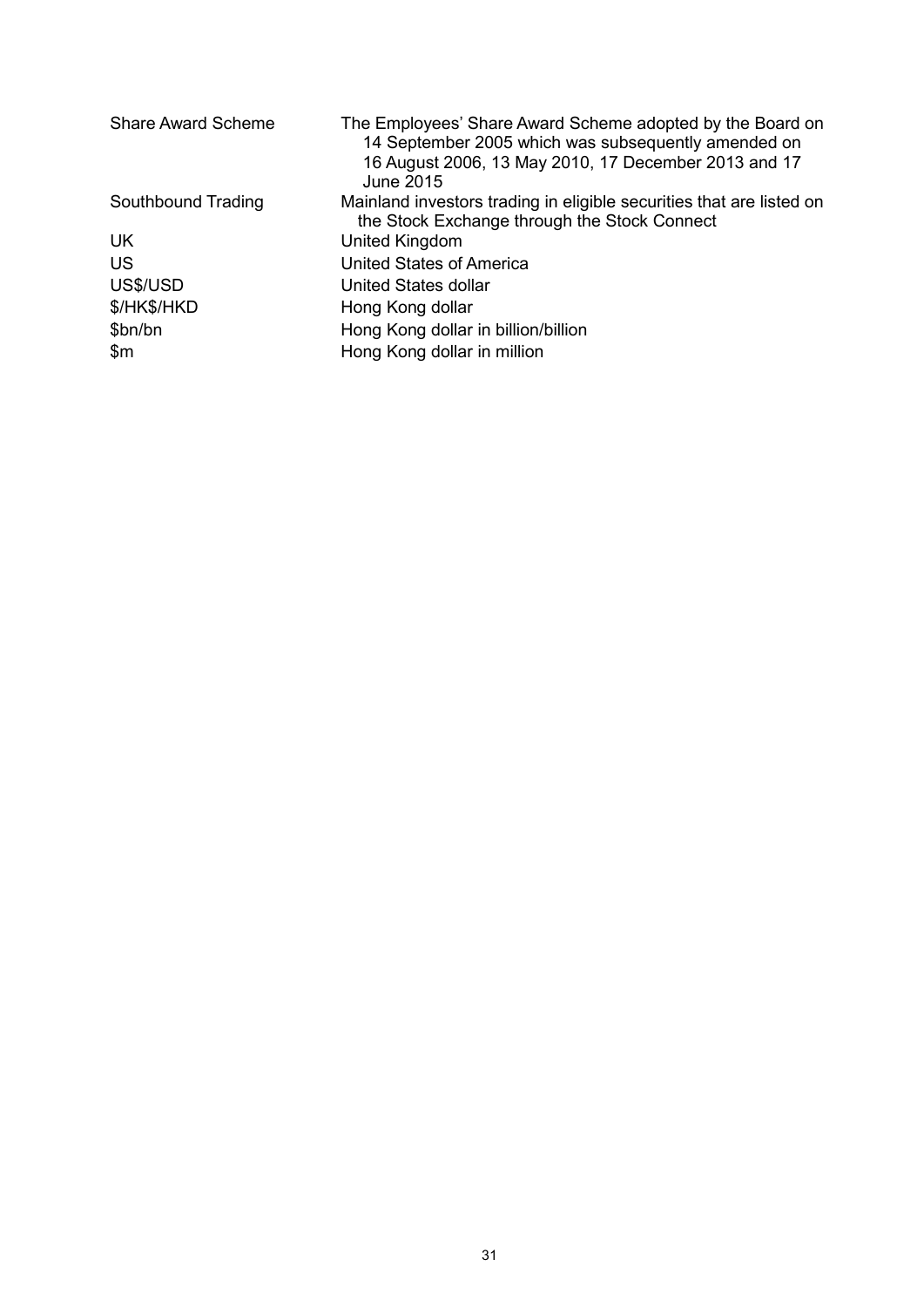| | |
|---|---|
| Share Award Scheme | The Employees' Share Award Scheme adopted by the Board on 14 September 2005 which was subsequently amended on 16 August 2006, 13 May 2010, 17 December 2013 and 17 June 2015 |
| Southbound Trading | Mainland investors trading in eligible securities that are listed on the Stock Exchange through the Stock Connect |
| UK | United Kingdom |
| US | United States of America |
| US$/USD | United States dollar |
| $/HK$/HKD | Hong Kong dollar |
| $bn/bn | Hong Kong dollar in billion/billion |
| $m | Hong Kong dollar in million |